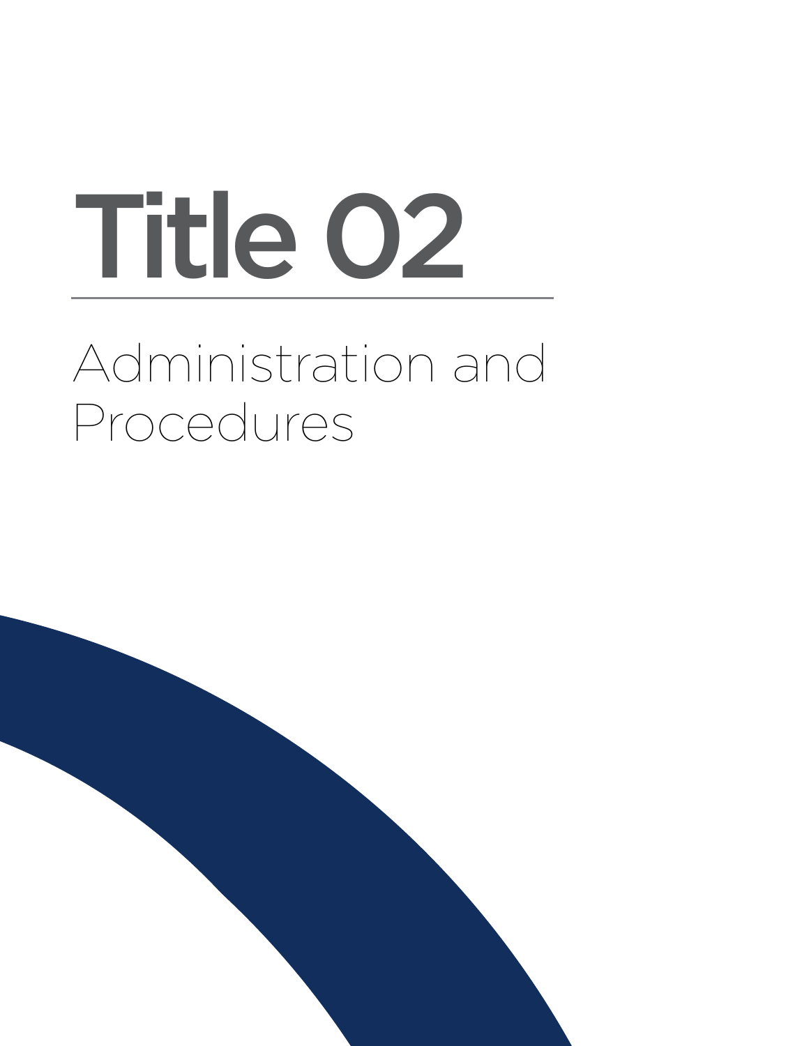# Title 02

## Administration and Procedures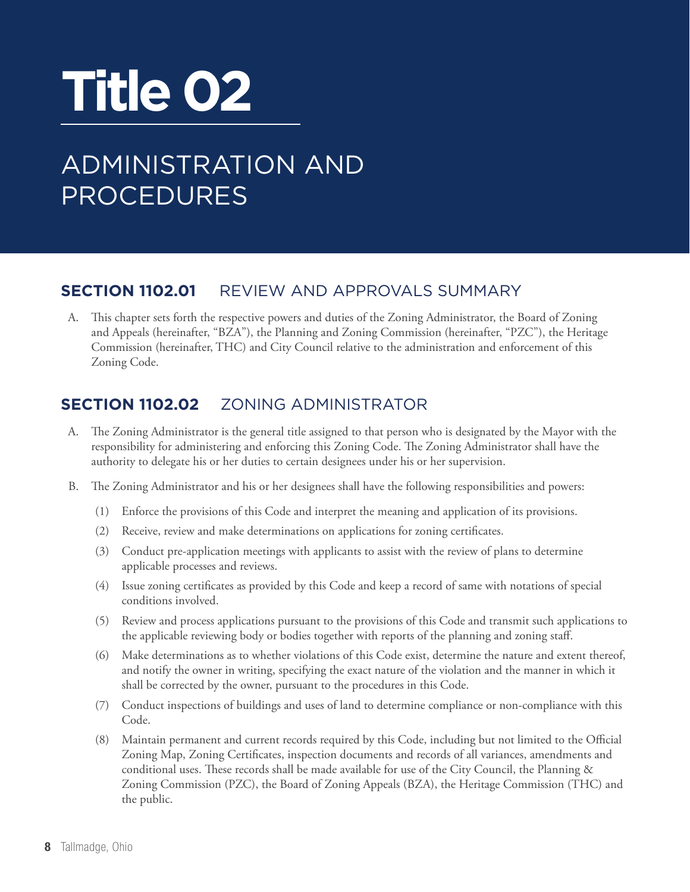# Title 02

## ADMINISTRATION AND PROCEDURES

### SECTION 1102.01 REVIEW AND APPROVALS SUMMARY

A. This chapter sets forth the respective powers and duties of the Zoning Administrator, the Board of Zoning and Appeals (hereinafter, "BZA"), the Planning and Zoning Commission (hereinafter, "PZC"), the Heritage Commission (hereinafter, THC) and City Council relative to the administration and enforcement of this Zoning Code.

### SECTION 1102.02 ZONING ADMINISTRATOR

A. The Zoning Administrator is the general title assigned to that person who is designated by the Mayor with the responsibility for administering and enforcing this Zoning Code. The Zoning Administrator shall have the authority to delegate his or her duties to certain designees under his or her supervision.

B. The Zoning Administrator and his or her designees shall have the following responsibilities and powers:

(1) Enforce the provisions of this Code and interpret the meaning and application of its provisions.

(2) Receive, review and make determinations on applications for zoning certificates.

(3) Conduct pre-application meetings with applicants to assist with the review of plans to determine applicable processes and reviews.

(4) Issue zoning certificates as provided by this Code and keep a record of same with notations of special conditions involved.

(5) Review and process applications pursuant to the provisions of this Code and transmit such applications to the applicable reviewing body or bodies together with reports of the planning and zoning staff.

(6) Make determinations as to whether violations of this Code exist, determine the nature and extent thereof, and notify the owner in writing, specifying the exact nature of the violation and the manner in which it shall be corrected by the owner, pursuant to the procedures in this Code.

(7) Conduct inspections of buildings and uses of land to determine compliance or non-compliance with this Code.

(8) Maintain permanent and current records required by this Code, including but not limited to the Official Zoning Map, Zoning Certificates, inspection documents and records of all variances, amendments and conditional uses. These records shall be made available for use of the City Council, the Planning & Zoning Commission (PZC), the Board of Zoning Appeals (BZA), the Heritage Commission (THC) and the public.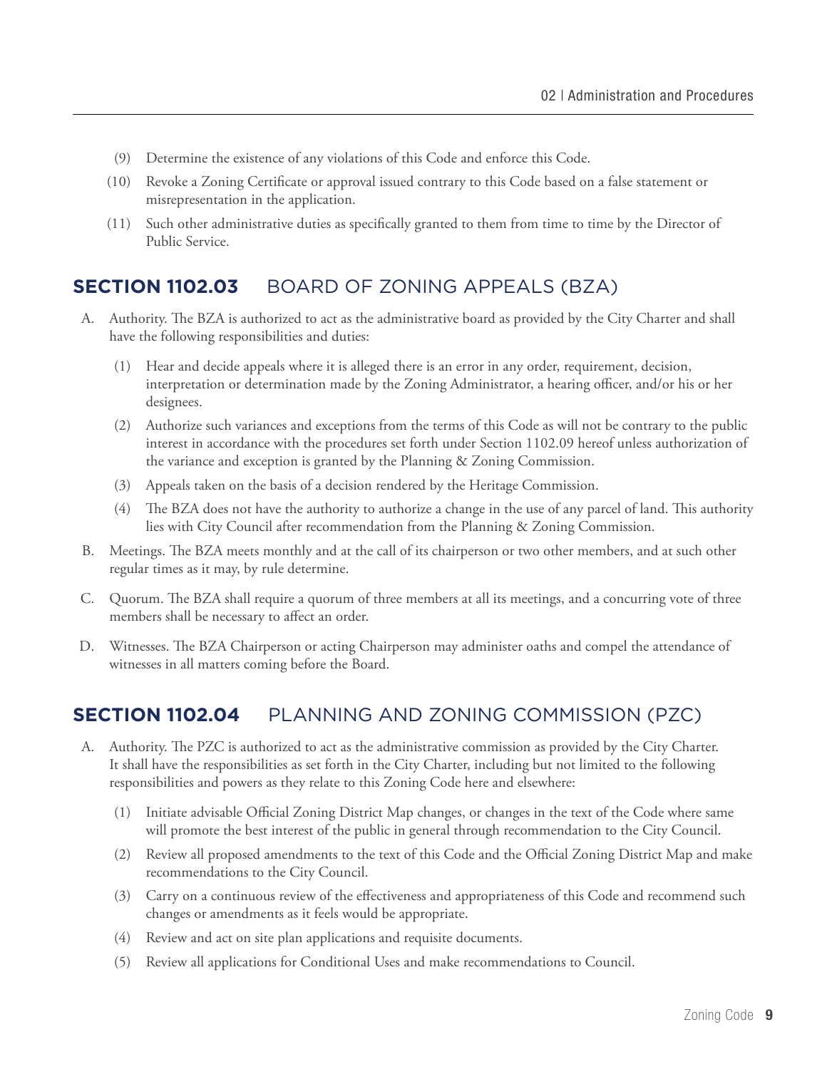(9) Determine the existence of any violations of this Code and enforce this Code.

(10) Revoke a Zoning Certificate or approval issued contrary to this Code based on a false statement or misrepresentation in the application.

(11) Such other administrative duties as specifically granted to them from time to time by the Director of Public Service.

## SECTION 1102.03 BOARD OF ZONING APPEALS (BZA)

A. Authority. The BZA is authorized to act as the administrative board as provided by the City Charter and shall have the following responsibilities and duties:

(1) Hear and decide appeals where it is alleged there is an error in any order, requirement, decision, interpretation or determination made by the Zoning Administrator, a hearing officer, and/or his or her designees.

(2) Authorize such variances and exceptions from the terms of this Code as will not be contrary to the public interest in accordance with the procedures set forth under Section 1102.09 hereof unless authorization of the variance and exception is granted by the Planning & Zoning Commission.

(3) Appeals taken on the basis of a decision rendered by the Heritage Commission.

(4) The BZA does not have the authority to authorize a change in the use of any parcel of land. This authority lies with City Council after recommendation from the Planning & Zoning Commission.

B. Meetings. The BZA meets monthly and at the call of its chairperson or two other members, and at such other regular times as it may, by rule determine.

C. Quorum. The BZA shall require a quorum of three members at all its meetings, and a concurring vote of three members shall be necessary to affect an order.

D. Witnesses. The BZA Chairperson or acting Chairperson may administer oaths and compel the attendance of witnesses in all matters coming before the Board.

## SECTION 1102.04 PLANNING AND ZONING COMMISSION (PZC)

A. Authority. The PZC is authorized to act as the administrative commission as provided by the City Charter. It shall have the responsibilities as set forth in the City Charter, including but not limited to the following responsibilities and powers as they relate to this Zoning Code here and elsewhere:

(1) Initiate advisable Official Zoning District Map changes, or changes in the text of the Code where same will promote the best interest of the public in general through recommendation to the City Council.

(2) Review all proposed amendments to the text of this Code and the Official Zoning District Map and make recommendations to the City Council.

(3) Carry on a continuous review of the effectiveness and appropriateness of this Code and recommend such changes or amendments as it feels would be appropriate.

(4) Review and act on site plan applications and requisite documents.

(5) Review all applications for Conditional Uses and make recommendations to Council.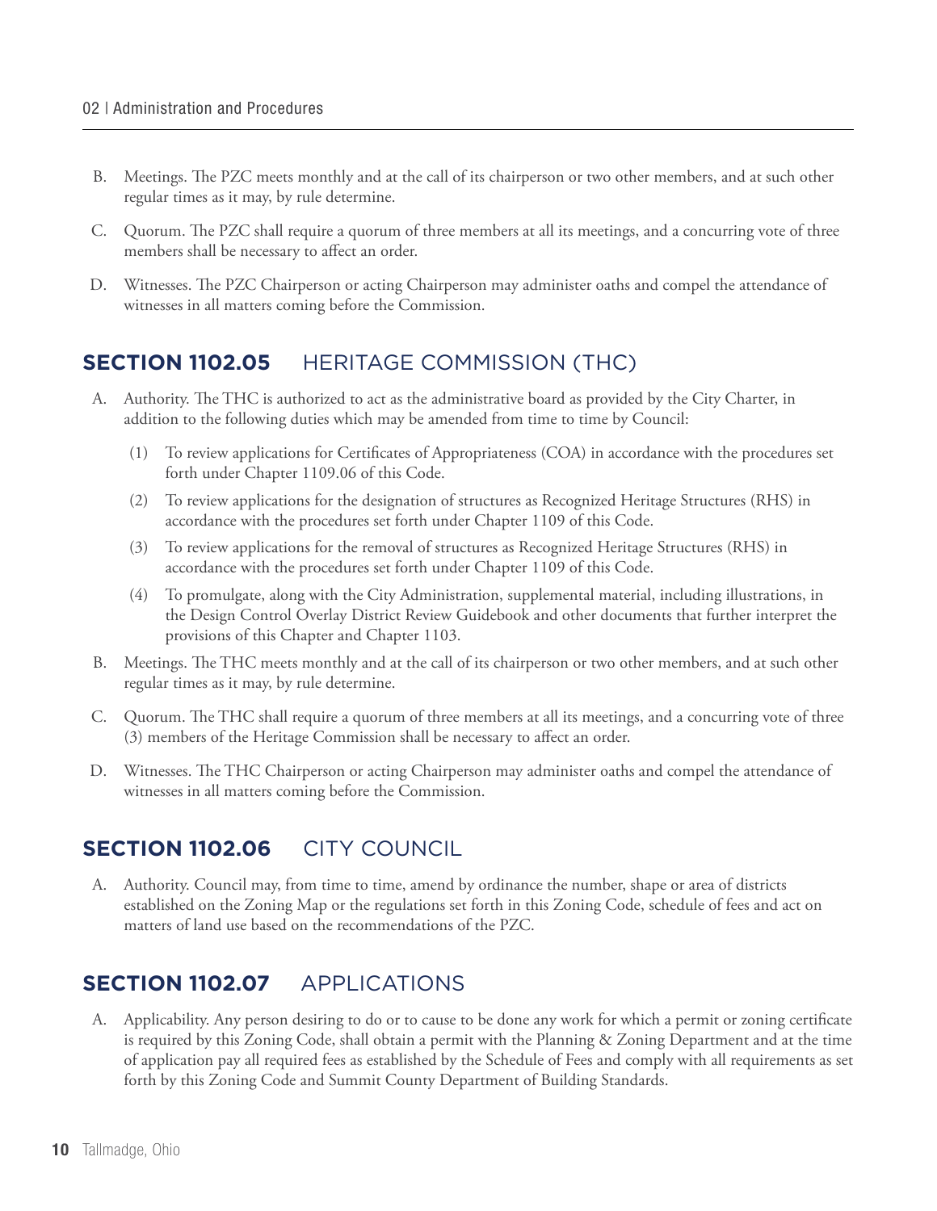B. Meetings. The PZC meets monthly and at the call of its chairperson or two other members, and at such other regular times as it may, by rule determine.

C. Quorum. The PZC shall require a quorum of three members at all its meetings, and a concurring vote of three members shall be necessary to affect an order.

D. Witnesses. The PZC Chairperson or acting Chairperson may administer oaths and compel the attendance of witnesses in all matters coming before the Commission.

## SECTION 1102.05 HERITAGE COMMISSION (THC)

A. Authority. The THC is authorized to act as the administrative board as provided by the City Charter, in addition to the following duties which may be amended from time to time by Council:

(1) To review applications for Certificates of Appropriateness (COA) in accordance with the procedures set forth under Chapter 1109.06 of this Code.

(2) To review applications for the designation of structures as Recognized Heritage Structures (RHS) in accordance with the procedures set forth under Chapter 1109 of this Code.

(3) To review applications for the removal of structures as Recognized Heritage Structures (RHS) in accordance with the procedures set forth under Chapter 1109 of this Code.

(4) To promulgate, along with the City Administration, supplemental material, including illustrations, in the Design Control Overlay District Review Guidebook and other documents that further interpret the provisions of this Chapter and Chapter 1103.

B. Meetings. The THC meets monthly and at the call of its chairperson or two other members, and at such other regular times as it may, by rule determine.

C. Quorum. The THC shall require a quorum of three members at all its meetings, and a concurring vote of three (3) members of the Heritage Commission shall be necessary to affect an order.

D. Witnesses. The THC Chairperson or acting Chairperson may administer oaths and compel the attendance of witnesses in all matters coming before the Commission.

## SECTION 1102.06 CITY COUNCIL

A. Authority. Council may, from time to time, amend by ordinance the number, shape or area of districts established on the Zoning Map or the regulations set forth in this Zoning Code, schedule of fees and act on matters of land use based on the recommendations of the PZC.

## SECTION 1102.07 APPLICATIONS

A. Applicability. Any person desiring to do or to cause to be done any work for which a permit or zoning certificate is required by this Zoning Code, shall obtain a permit with the Planning & Zoning Department and at the time of application pay all required fees as established by the Schedule of Fees and comply with all requirements as set forth by this Zoning Code and Summit County Department of Building Standards.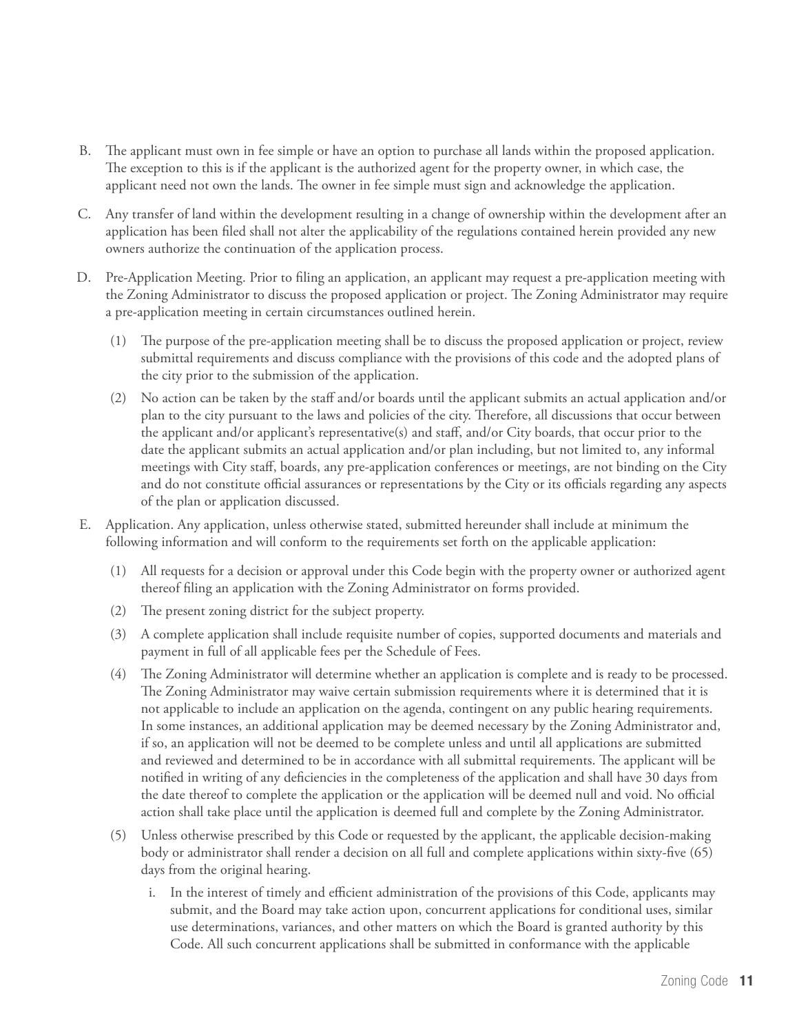B. The applicant must own in fee simple or have an option to purchase all lands within the proposed application. The exception to this is if the applicant is the authorized agent for the property owner, in which case, the applicant need not own the lands. The owner in fee simple must sign and acknowledge the application.

C. Any transfer of land within the development resulting in a change of ownership within the development after an application has been filed shall not alter the applicability of the regulations contained herein provided any new owners authorize the continuation of the application process.

D. Pre-Application Meeting. Prior to filing an application, an applicant may request a pre-application meeting with the Zoning Administrator to discuss the proposed application or project. The Zoning Administrator may require a pre-application meeting in certain circumstances outlined herein.

   (1) The purpose of the pre-application meeting shall be to discuss the proposed application or project, review submittal requirements and discuss compliance with the provisions of this code and the adopted plans of the city prior to the submission of the application.

   (2) No action can be taken by the staff and/or boards until the applicant submits an actual application and/or plan to the city pursuant to the laws and policies of the city. Therefore, all discussions that occur between the applicant and/or applicant's representative(s) and staff, and/or City boards, that occur prior to the date the applicant submits an actual application and/or plan including, but not limited to, any informal meetings with City staff, boards, any pre-application conferences or meetings, are not binding on the City and do not constitute official assurances or representations by the City or its officials regarding any aspects of the plan or application discussed.

E. Application. Any application, unless otherwise stated, submitted hereunder shall include at minimum the following information and will conform to the requirements set forth on the applicable application:

   (1) All requests for a decision or approval under this Code begin with the property owner or authorized agent thereof filing an application with the Zoning Administrator on forms provided.

   (2) The present zoning district for the subject property.

   (3) A complete application shall include requisite number of copies, supported documents and materials and payment in full of all applicable fees per the Schedule of Fees.

   (4) The Zoning Administrator will determine whether an application is complete and is ready to be processed. The Zoning Administrator may waive certain submission requirements where it is determined that it is not applicable to include an application on the agenda, contingent on any public hearing requirements. In some instances, an additional application may be deemed necessary by the Zoning Administrator and, if so, an application will not be deemed to be complete unless and until all applications are submitted and reviewed and determined to be in accordance with all submittal requirements. The applicant will be notified in writing of any deficiencies in the completeness of the application and shall have 30 days from the date thereof to complete the application or the application will be deemed null and void. No official action shall take place until the application is deemed full and complete by the Zoning Administrator.

   (5) Unless otherwise prescribed by this Code or requested by the applicant, the applicable decision-making body or administrator shall render a decision on all full and complete applications within sixty-five (65) days from the original hearing.

      i. In the interest of timely and efficient administration of the provisions of this Code, applicants may submit, and the Board may take action upon, concurrent applications for conditional uses, similar use determinations, variances, and other matters on which the Board is granted authority by this Code. All such concurrent applications shall be submitted in conformance with the applicable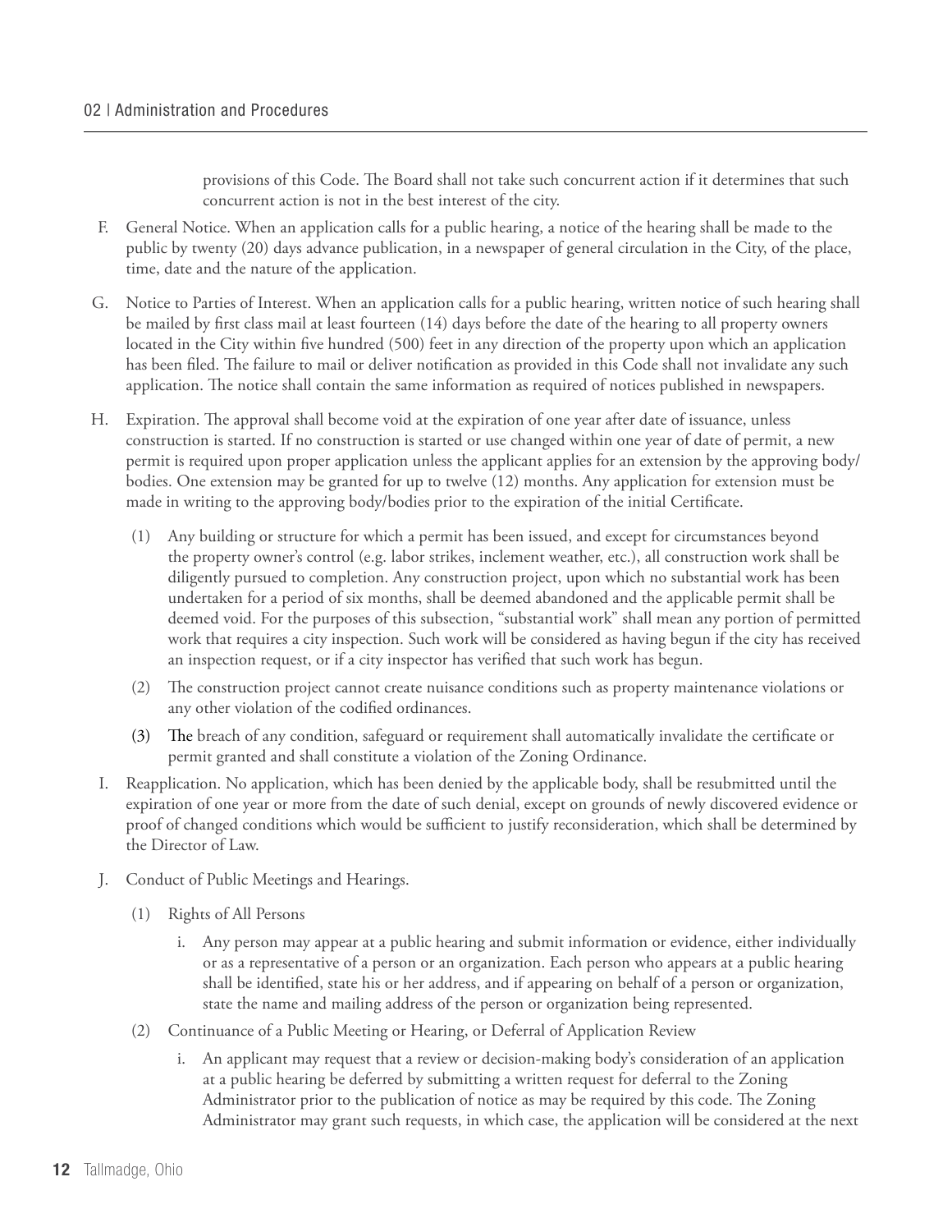provisions of this Code. The Board shall not take such concurrent action if it determines that such concurrent action is not in the best interest of the city.

F. General Notice. When an application calls for a public hearing, a notice of the hearing shall be made to the public by twenty (20) days advance publication, in a newspaper of general circulation in the City, of the place, time, date and the nature of the application.

G. Notice to Parties of Interest. When an application calls for a public hearing, written notice of such hearing shall be mailed by first class mail at least fourteen (14) days before the date of the hearing to all property owners located in the City within five hundred (500) feet in any direction of the property upon which an application has been filed. The failure to mail or deliver notification as provided in this Code shall not invalidate any such application. The notice shall contain the same information as required of notices published in newspapers.

H. Expiration. The approval shall become void at the expiration of one year after date of issuance, unless construction is started. If no construction is started or use changed within one year of date of permit, a new permit is required upon proper application unless the applicant applies for an extension by the approving body/bodies. One extension may be granted for up to twelve (12) months. Any application for extension must be made in writing to the approving body/bodies prior to the expiration of the initial Certificate.

   (1) Any building or structure for which a permit has been issued, and except for circumstances beyond the property owner's control (e.g. labor strikes, inclement weather, etc.), all construction work shall be diligently pursued to completion. Any construction project, upon which no substantial work has been undertaken for a period of six months, shall be deemed abandoned and the applicable permit shall be deemed void. For the purposes of this subsection, "substantial work" shall mean any portion of permitted work that requires a city inspection. Such work will be considered as having begun if the city has received an inspection request, or if a city inspector has verified that such work has begun.

   (2) The construction project cannot create nuisance conditions such as property maintenance violations or any other violation of the codified ordinances.

   (3) The breach of any condition, safeguard or requirement shall automatically invalidate the certificate or permit granted and shall constitute a violation of the Zoning Ordinance.

I. Reapplication. No application, which has been denied by the applicable body, shall be resubmitted until the expiration of one year or more from the date of such denial, except on grounds of newly discovered evidence or proof of changed conditions which would be sufficient to justify reconsideration, which shall be determined by the Director of Law.

J. Conduct of Public Meetings and Hearings.

   (1) Rights of All Persons

      i. Any person may appear at a public hearing and submit information or evidence, either individually or as a representative of a person or an organization. Each person who appears at a public hearing shall be identified, state his or her address, and if appearing on behalf of a person or organization, state the name and mailing address of the person or organization being represented.

   (2) Continuance of a Public Meeting or Hearing, or Deferral of Application Review

      i. An applicant may request that a review or decision-making body's consideration of an application at a public hearing be deferred by submitting a written request for deferral to the Zoning Administrator prior to the publication of notice as may be required by this code. The Zoning Administrator may grant such requests, in which case, the application will be considered at the next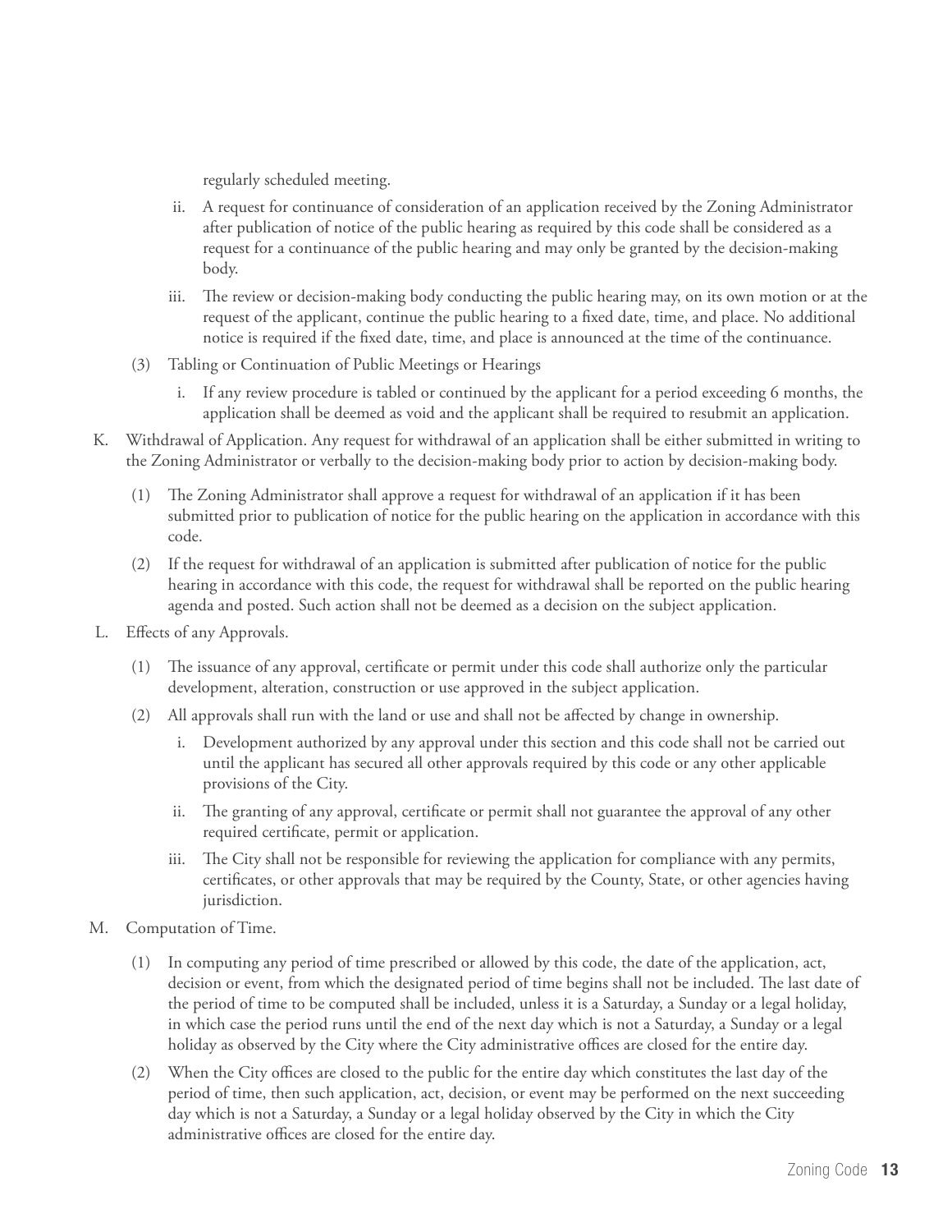regularly scheduled meeting.

ii. A request for continuance of consideration of an application received by the Zoning Administrator after publication of notice of the public hearing as required by this code shall be considered as a request for a continuance of the public hearing and may only be granted by the decision-making body.

iii. The review or decision-making body conducting the public hearing may, on its own motion or at the request of the applicant, continue the public hearing to a fixed date, time, and place. No additional notice is required if the fixed date, time, and place is announced at the time of the continuance.

(3) Tabling or Continuation of Public Meetings or Hearings

i. If any review procedure is tabled or continued by the applicant for a period exceeding 6 months, the application shall be deemed as void and the applicant shall be required to resubmit an application.

K. Withdrawal of Application. Any request for withdrawal of an application shall be either submitted in writing to the Zoning Administrator or verbally to the decision-making body prior to action by decision-making body.

(1) The Zoning Administrator shall approve a request for withdrawal of an application if it has been submitted prior to publication of notice for the public hearing on the application in accordance with this code.

(2) If the request for withdrawal of an application is submitted after publication of notice for the public hearing in accordance with this code, the request for withdrawal shall be reported on the public hearing agenda and posted. Such action shall not be deemed as a decision on the subject application.

L. Effects of any Approvals.

(1) The issuance of any approval, certificate or permit under this code shall authorize only the particular development, alteration, construction or use approved in the subject application.

(2) All approvals shall run with the land or use and shall not be affected by change in ownership.

i. Development authorized by any approval under this section and this code shall not be carried out until the applicant has secured all other approvals required by this code or any other applicable provisions of the City.

ii. The granting of any approval, certificate or permit shall not guarantee the approval of any other required certificate, permit or application.

iii. The City shall not be responsible for reviewing the application for compliance with any permits, certificates, or other approvals that may be required by the County, State, or other agencies having jurisdiction.

M. Computation of Time.

(1) In computing any period of time prescribed or allowed by this code, the date of the application, act, decision or event, from which the designated period of time begins shall not be included. The last date of the period of time to be computed shall be included, unless it is a Saturday, a Sunday or a legal holiday, in which case the period runs until the end of the next day which is not a Saturday, a Sunday or a legal holiday as observed by the City where the City administrative offices are closed for the entire day.

(2) When the City offices are closed to the public for the entire day which constitutes the last day of the period of time, then such application, act, decision, or event may be performed on the next succeeding day which is not a Saturday, a Sunday or a legal holiday observed by the City in which the City administrative offices are closed for the entire day.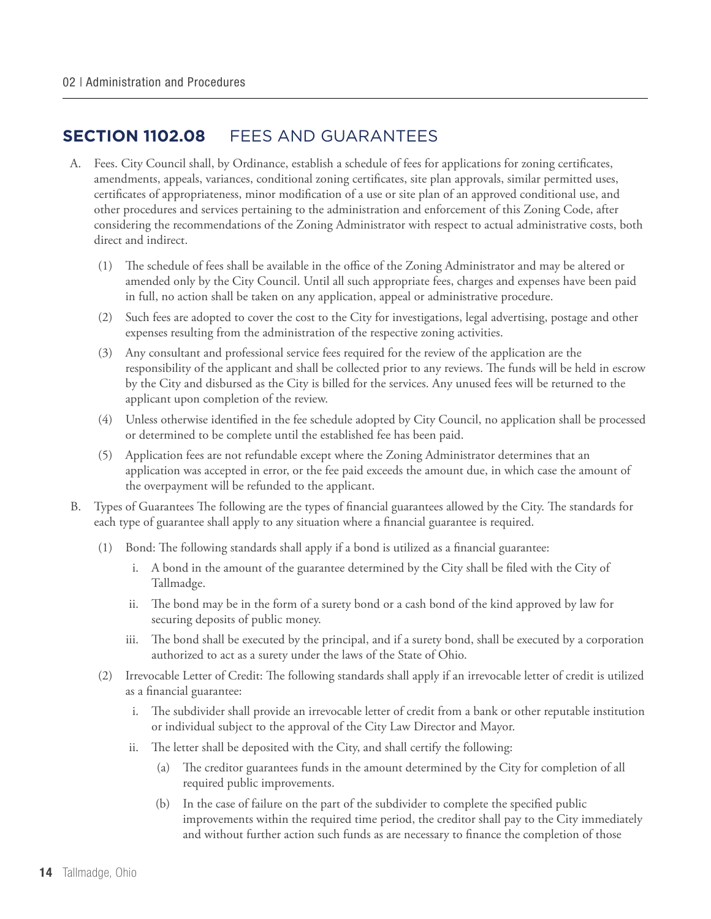## SECTION 1102.08 FEES AND GUARANTEES

A. Fees. City Council shall, by Ordinance, establish a schedule of fees for applications for zoning certificates, amendments, appeals, variances, conditional zoning certificates, site plan approvals, similar permitted uses, certificates of appropriateness, minor modification of a use or site plan of an approved conditional use, and other procedures and services pertaining to the administration and enforcement of this Zoning Code, after considering the recommendations of the Zoning Administrator with respect to actual administrative costs, both direct and indirect.

   (1) The schedule of fees shall be available in the office of the Zoning Administrator and may be altered or amended only by the City Council. Until all such appropriate fees, charges and expenses have been paid in full, no action shall be taken on any application, appeal or administrative procedure.

   (2) Such fees are adopted to cover the cost to the City for investigations, legal advertising, postage and other expenses resulting from the administration of the respective zoning activities.

   (3) Any consultant and professional service fees required for the review of the application are the responsibility of the applicant and shall be collected prior to any reviews. The funds will be held in escrow by the City and disbursed as the City is billed for the services. Any unused fees will be returned to the applicant upon completion of the review.

   (4) Unless otherwise identified in the fee schedule adopted by City Council, no application shall be processed or determined to be complete until the established fee has been paid.

   (5) Application fees are not refundable except where the Zoning Administrator determines that an application was accepted in error, or the fee paid exceeds the amount due, in which case the amount of the overpayment will be refunded to the applicant.

B. Types of Guarantees The following are the types of financial guarantees allowed by the City. The standards for each type of guarantee shall apply to any situation where a financial guarantee is required.

   (1) Bond: The following standards shall apply if a bond is utilized as a financial guarantee:

      i. A bond in the amount of the guarantee determined by the City shall be filed with the City of Tallmadge.

      ii. The bond may be in the form of a surety bond or a cash bond of the kind approved by law for securing deposits of public money.

      iii. The bond shall be executed by the principal, and if a surety bond, shall be executed by a corporation authorized to act as a surety under the laws of the State of Ohio.

   (2) Irrevocable Letter of Credit: The following standards shall apply if an irrevocable letter of credit is utilized as a financial guarantee:

      i. The subdivider shall provide an irrevocable letter of credit from a bank or other reputable institution or individual subject to the approval of the City Law Director and Mayor.

      ii. The letter shall be deposited with the City, and shall certify the following:

         (a) The creditor guarantees funds in the amount determined by the City for completion of all required public improvements.

         (b) In the case of failure on the part of the subdivider to complete the specified public improvements within the required time period, the creditor shall pay to the City immediately and without further action such funds as are necessary to finance the completion of those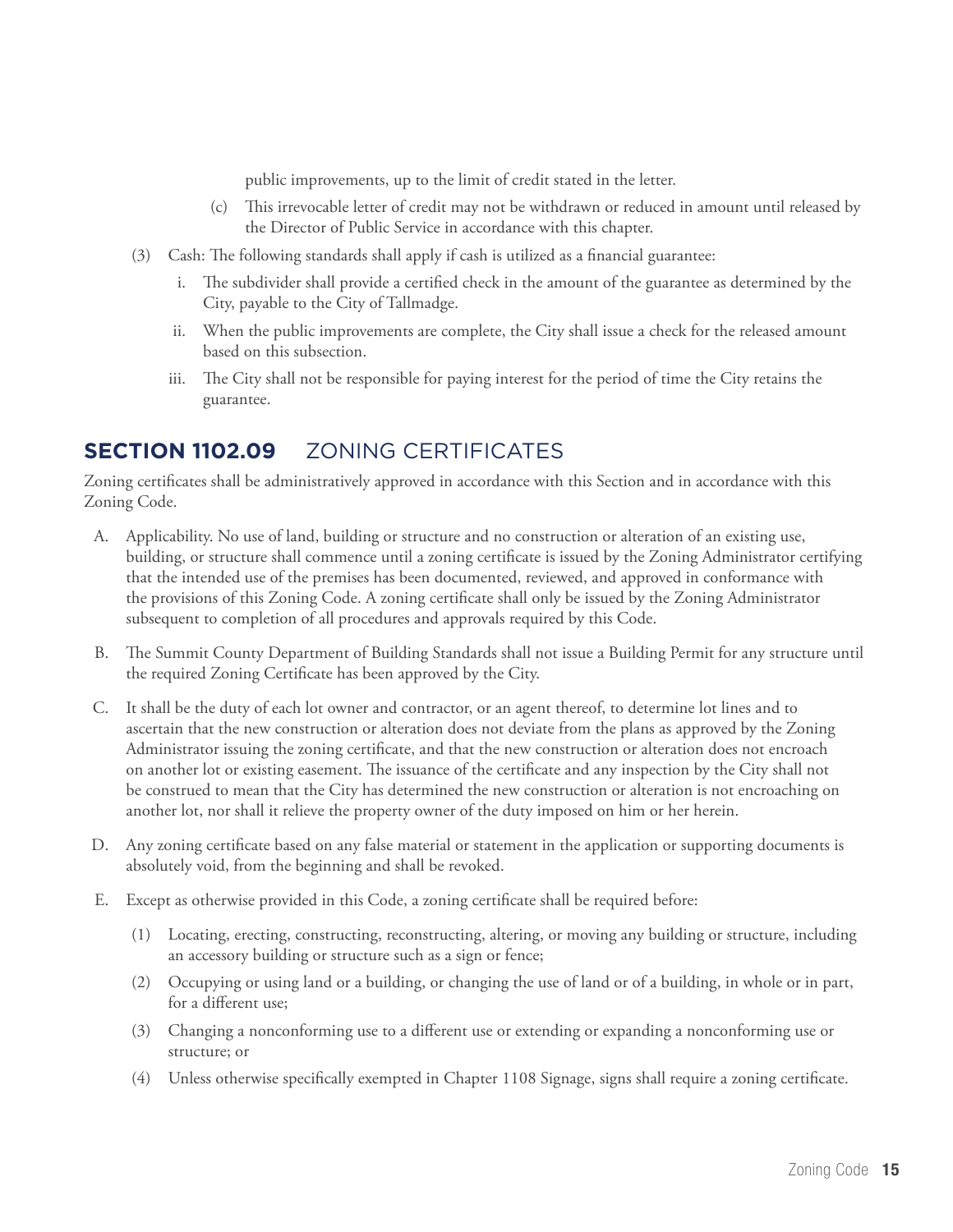public improvements, up to the limit of credit stated in the letter.

(c) This irrevocable letter of credit may not be withdrawn or reduced in amount until released by the Director of Public Service in accordance with this chapter.

(3) Cash: The following standards shall apply if cash is utilized as a financial guarantee:

i. The subdivider shall provide a certified check in the amount of the guarantee as determined by the City, payable to the City of Tallmadge.

ii. When the public improvements are complete, the City shall issue a check for the released amount based on this subsection.

iii. The City shall not be responsible for paying interest for the period of time the City retains the guarantee.

## SECTION 1102.09 ZONING CERTIFICATES

Zoning certificates shall be administratively approved in accordance with this Section and in accordance with this Zoning Code.

A. Applicability. No use of land, building or structure and no construction or alteration of an existing use, building, or structure shall commence until a zoning certificate is issued by the Zoning Administrator certifying that the intended use of the premises has been documented, reviewed, and approved in conformance with the provisions of this Zoning Code. A zoning certificate shall only be issued by the Zoning Administrator subsequent to completion of all procedures and approvals required by this Code.

B. The Summit County Department of Building Standards shall not issue a Building Permit for any structure until the required Zoning Certificate has been approved by the City.

C. It shall be the duty of each lot owner and contractor, or an agent thereof, to determine lot lines and to ascertain that the new construction or alteration does not deviate from the plans as approved by the Zoning Administrator issuing the zoning certificate, and that the new construction or alteration does not encroach on another lot or existing easement. The issuance of the certificate and any inspection by the City shall not be construed to mean that the City has determined the new construction or alteration is not encroaching on another lot, nor shall it relieve the property owner of the duty imposed on him or her herein.

D. Any zoning certificate based on any false material or statement in the application or supporting documents is absolutely void, from the beginning and shall be revoked.

E. Except as otherwise provided in this Code, a zoning certificate shall be required before:

(1) Locating, erecting, constructing, reconstructing, altering, or moving any building or structure, including an accessory building or structure such as a sign or fence;

(2) Occupying or using land or a building, or changing the use of land or of a building, in whole or in part, for a different use;

(3) Changing a nonconforming use to a different use or extending or expanding a nonconforming use or structure; or

(4) Unless otherwise specifically exempted in Chapter 1108 Signage, signs shall require a zoning certificate.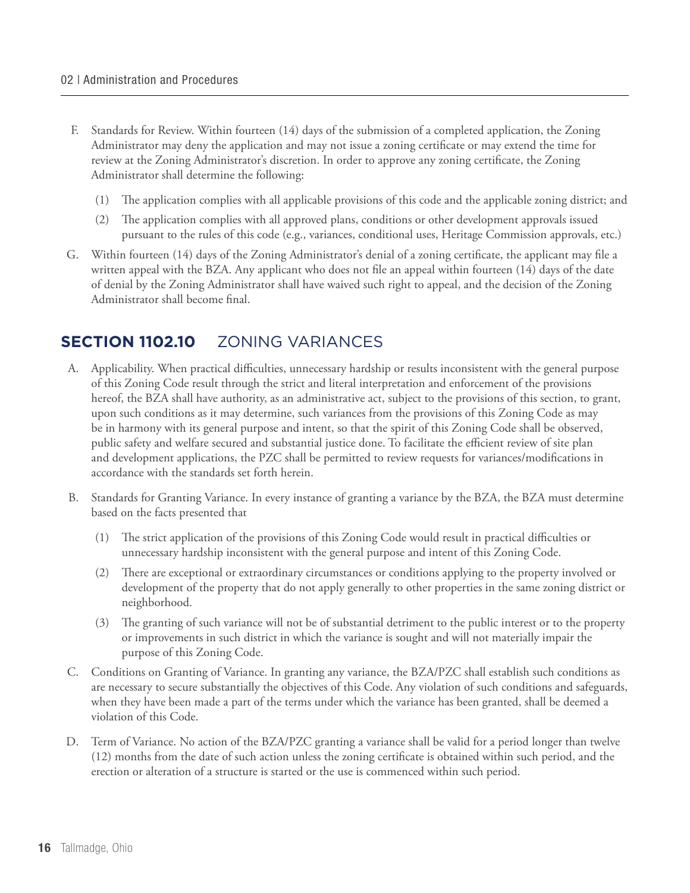F. Standards for Review. Within fourteen (14) days of the submission of a completed application, the Zoning Administrator may deny the application and may not issue a zoning certificate or may extend the time for review at the Zoning Administrator's discretion. In order to approve any zoning certificate, the Zoning Administrator shall determine the following:

   (1) The application complies with all applicable provisions of this code and the applicable zoning district; and

   (2) The application complies with all approved plans, conditions or other development approvals issued pursuant to the rules of this code (e.g., variances, conditional uses, Heritage Commission approvals, etc.)

G. Within fourteen (14) days of the Zoning Administrator's denial of a zoning certificate, the applicant may file a written appeal with the BZA. Any applicant who does not file an appeal within fourteen (14) days of the date of denial by the Zoning Administrator shall have waived such right to appeal, and the decision of the Zoning Administrator shall become final.

## SECTION 1102.10 ZONING VARIANCES

A. Applicability. When practical difficulties, unnecessary hardship or results inconsistent with the general purpose of this Zoning Code result through the strict and literal interpretation and enforcement of the provisions hereof, the BZA shall have authority, as an administrative act, subject to the provisions of this section, to grant, upon such conditions as it may determine, such variances from the provisions of this Zoning Code as may be in harmony with its general purpose and intent, so that the spirit of this Zoning Code shall be observed, public safety and welfare secured and substantial justice done. To facilitate the efficient review of site plan and development applications, the PZC shall be permitted to review requests for variances/modifications in accordance with the standards set forth herein.

B. Standards for Granting Variance. In every instance of granting a variance by the BZA, the BZA must determine based on the facts presented that

   (1) The strict application of the provisions of this Zoning Code would result in practical difficulties or unnecessary hardship inconsistent with the general purpose and intent of this Zoning Code.

   (2) There are exceptional or extraordinary circumstances or conditions applying to the property involved or development of the property that do not apply generally to other properties in the same zoning district or neighborhood.

   (3) The granting of such variance will not be of substantial detriment to the public interest or to the property or improvements in such district in which the variance is sought and will not materially impair the purpose of this Zoning Code.

C. Conditions on Granting of Variance. In granting any variance, the BZA/PZC shall establish such conditions as are necessary to secure substantially the objectives of this Code. Any violation of such conditions and safeguards, when they have been made a part of the terms under which the variance has been granted, shall be deemed a violation of this Code.

D. Term of Variance. No action of the BZA/PZC granting a variance shall be valid for a period longer than twelve (12) months from the date of such action unless the zoning certificate is obtained within such period, and the erection or alteration of a structure is started or the use is commenced within such period.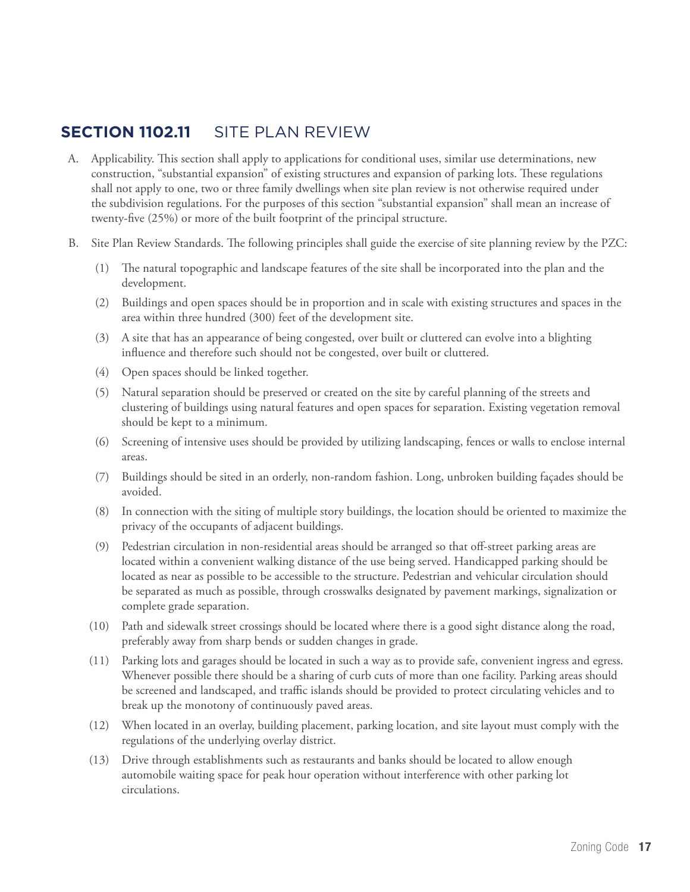## SECTION 1102.11 SITE PLAN REVIEW

A. Applicability. This section shall apply to applications for conditional uses, similar use determinations, new construction, "substantial expansion" of existing structures and expansion of parking lots. These regulations shall not apply to one, two or three family dwellings when site plan review is not otherwise required under the subdivision regulations. For the purposes of this section "substantial expansion" shall mean an increase of twenty-five (25%) or more of the built footprint of the principal structure.

B. Site Plan Review Standards. The following principles shall guide the exercise of site planning review by the PZC:

(1) The natural topographic and landscape features of the site shall be incorporated into the plan and the development.

(2) Buildings and open spaces should be in proportion and in scale with existing structures and spaces in the area within three hundred (300) feet of the development site.

(3) A site that has an appearance of being congested, over built or cluttered can evolve into a blighting influence and therefore such should not be congested, over built or cluttered.

(4) Open spaces should be linked together.

(5) Natural separation should be preserved or created on the site by careful planning of the streets and clustering of buildings using natural features and open spaces for separation. Existing vegetation removal should be kept to a minimum.

(6) Screening of intensive uses should be provided by utilizing landscaping, fences or walls to enclose internal areas.

(7) Buildings should be sited in an orderly, non-random fashion. Long, unbroken building façades should be avoided.

(8) In connection with the siting of multiple story buildings, the location should be oriented to maximize the privacy of the occupants of adjacent buildings.

(9) Pedestrian circulation in non-residential areas should be arranged so that off-street parking areas are located within a convenient walking distance of the use being served. Handicapped parking should be located as near as possible to be accessible to the structure. Pedestrian and vehicular circulation should be separated as much as possible, through crosswalks designated by pavement markings, signalization or complete grade separation.

(10) Path and sidewalk street crossings should be located where there is a good sight distance along the road, preferably away from sharp bends or sudden changes in grade.

(11) Parking lots and garages should be located in such a way as to provide safe, convenient ingress and egress. Whenever possible there should be a sharing of curb cuts of more than one facility. Parking areas should be screened and landscaped, and traffic islands should be provided to protect circulating vehicles and to break up the monotony of continuously paved areas.

(12) When located in an overlay, building placement, parking location, and site layout must comply with the regulations of the underlying overlay district.

(13) Drive through establishments such as restaurants and banks should be located to allow enough automobile waiting space for peak hour operation without interference with other parking lot circulations.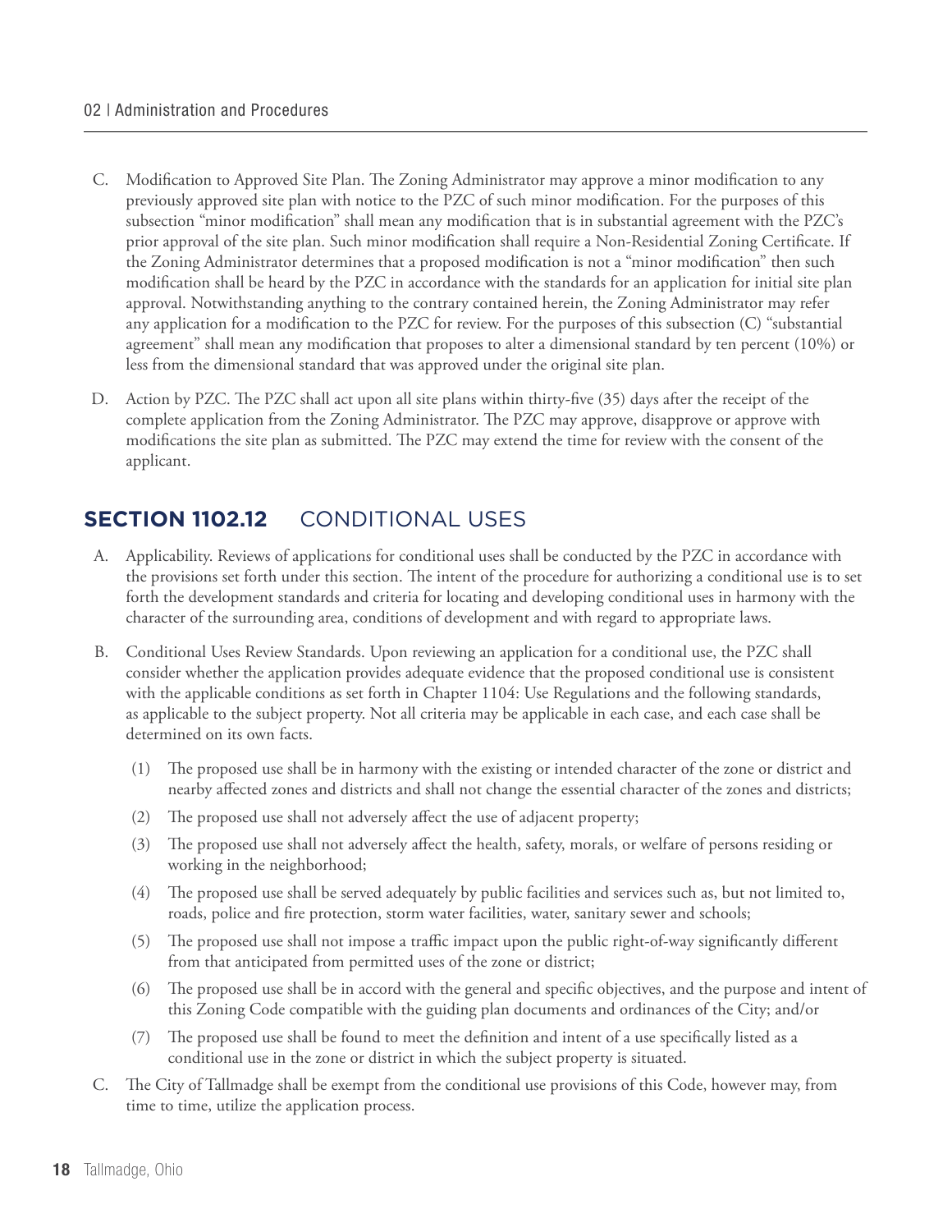C. Modification to Approved Site Plan. The Zoning Administrator may approve a minor modification to any previously approved site plan with notice to the PZC of such minor modification. For the purposes of this subsection "minor modification" shall mean any modification that is in substantial agreement with the PZC's prior approval of the site plan. Such minor modification shall require a Non-Residential Zoning Certificate. If the Zoning Administrator determines that a proposed modification is not a "minor modification" then such modification shall be heard by the PZC in accordance with the standards for an application for initial site plan approval. Notwithstanding anything to the contrary contained herein, the Zoning Administrator may refer any application for a modification to the PZC for review. For the purposes of this subsection (C) "substantial agreement" shall mean any modification that proposes to alter a dimensional standard by ten percent (10%) or less from the dimensional standard that was approved under the original site plan.

D. Action by PZC. The PZC shall act upon all site plans within thirty-five (35) days after the receipt of the complete application from the Zoning Administrator. The PZC may approve, disapprove or approve with modifications the site plan as submitted. The PZC may extend the time for review with the consent of the applicant.

## SECTION 1102.12 CONDITIONAL USES

A. Applicability. Reviews of applications for conditional uses shall be conducted by the PZC in accordance with the provisions set forth under this section. The intent of the procedure for authorizing a conditional use is to set forth the development standards and criteria for locating and developing conditional uses in harmony with the character of the surrounding area, conditions of development and with regard to appropriate laws.

B. Conditional Uses Review Standards. Upon reviewing an application for a conditional use, the PZC shall consider whether the application provides adequate evidence that the proposed conditional use is consistent with the applicable conditions as set forth in Chapter 1104: Use Regulations and the following standards, as applicable to the subject property. Not all criteria may be applicable in each case, and each case shall be determined on its own facts.

   (1) The proposed use shall be in harmony with the existing or intended character of the zone or district and nearby affected zones and districts and shall not change the essential character of the zones and districts;

   (2) The proposed use shall not adversely affect the use of adjacent property;

   (3) The proposed use shall not adversely affect the health, safety, morals, or welfare of persons residing or working in the neighborhood;

   (4) The proposed use shall be served adequately by public facilities and services such as, but not limited to, roads, police and fire protection, storm water facilities, water, sanitary sewer and schools;

   (5) The proposed use shall not impose a traffic impact upon the public right-of-way significantly different from that anticipated from permitted uses of the zone or district;

   (6) The proposed use shall be in accord with the general and specific objectives, and the purpose and intent of this Zoning Code compatible with the guiding plan documents and ordinances of the City; and/or

   (7) The proposed use shall be found to meet the definition and intent of a use specifically listed as a conditional use in the zone or district in which the subject property is situated.

C. The City of Tallmadge shall be exempt from the conditional use provisions of this Code, however may, from time to time, utilize the application process.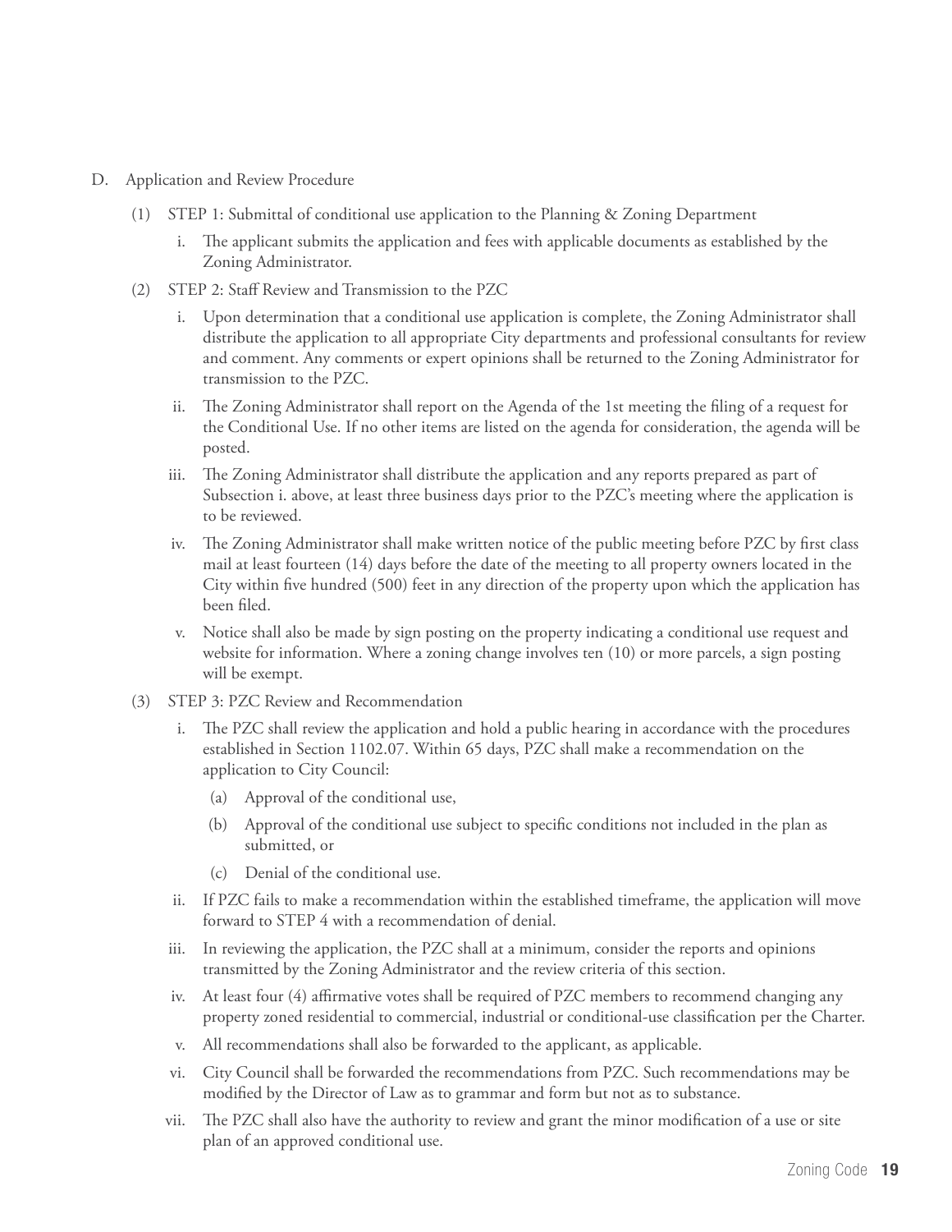D. Application and Review Procedure

(1) STEP 1: Submittal of conditional use application to the Planning & Zoning Department

i. The applicant submits the application and fees with applicable documents as established by the Zoning Administrator.

(2) STEP 2: Staff Review and Transmission to the PZC

i. Upon determination that a conditional use application is complete, the Zoning Administrator shall distribute the application to all appropriate City departments and professional consultants for review and comment. Any comments or expert opinions shall be returned to the Zoning Administrator for transmission to the PZC.

ii. The Zoning Administrator shall report on the Agenda of the 1st meeting the filing of a request for the Conditional Use. If no other items are listed on the agenda for consideration, the agenda will be posted.

iii. The Zoning Administrator shall distribute the application and any reports prepared as part of Subsection i. above, at least three business days prior to the PZC's meeting where the application is to be reviewed.

iv. The Zoning Administrator shall make written notice of the public meeting before PZC by first class mail at least fourteen (14) days before the date of the meeting to all property owners located in the City within five hundred (500) feet in any direction of the property upon which the application has been filed.

v. Notice shall also be made by sign posting on the property indicating a conditional use request and website for information. Where a zoning change involves ten (10) or more parcels, a sign posting will be exempt.

(3) STEP 3: PZC Review and Recommendation

i. The PZC shall review the application and hold a public hearing in accordance with the procedures established in Section 1102.07. Within 65 days, PZC shall make a recommendation on the application to City Council:

(a) Approval of the conditional use,

(b) Approval of the conditional use subject to specific conditions not included in the plan as submitted, or

(c) Denial of the conditional use.

ii. If PZC fails to make a recommendation within the established timeframe, the application will move forward to STEP 4 with a recommendation of denial.

iii. In reviewing the application, the PZC shall at a minimum, consider the reports and opinions transmitted by the Zoning Administrator and the review criteria of this section.

iv. At least four (4) affirmative votes shall be required of PZC members to recommend changing any property zoned residential to commercial, industrial or conditional-use classification per the Charter.

v. All recommendations shall also be forwarded to the applicant, as applicable.

vi. City Council shall be forwarded the recommendations from PZC. Such recommendations may be modified by the Director of Law as to grammar and form but not as to substance.

vii. The PZC shall also have the authority to review and grant the minor modification of a use or site plan of an approved conditional use.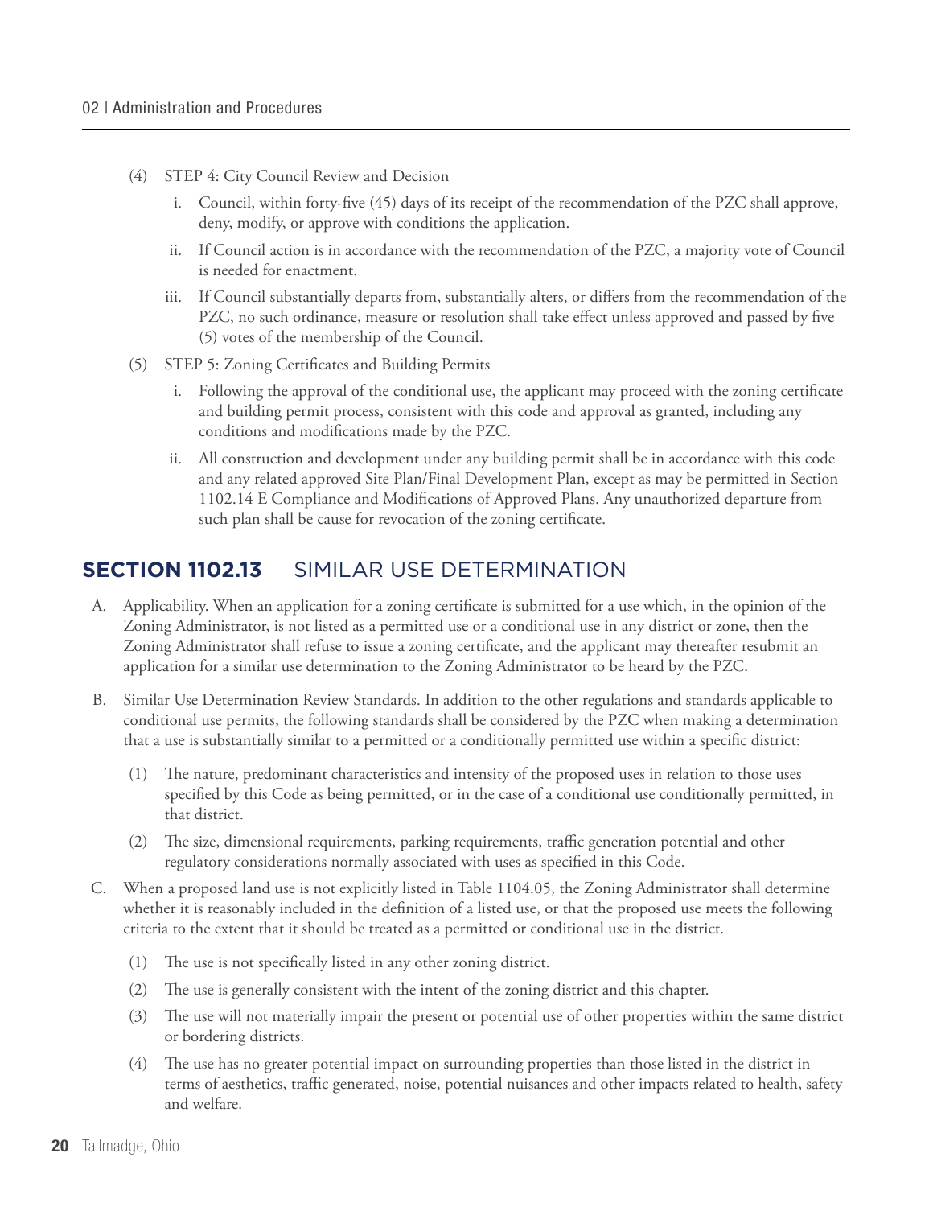(4) STEP 4: City Council Review and Decision

   i. Council, within forty-five (45) days of its receipt of the recommendation of the PZC shall approve, deny, modify, or approve with conditions the application.

   ii. If Council action is in accordance with the recommendation of the PZC, a majority vote of Council is needed for enactment.

   iii. If Council substantially departs from, substantially alters, or differs from the recommendation of the PZC, no such ordinance, measure or resolution shall take effect unless approved and passed by five (5) votes of the membership of the Council.

(5) STEP 5: Zoning Certificates and Building Permits

   i. Following the approval of the conditional use, the applicant may proceed with the zoning certificate and building permit process, consistent with this code and approval as granted, including any conditions and modifications made by the PZC.

   ii. All construction and development under any building permit shall be in accordance with this code and any related approved Site Plan/Final Development Plan, except as may be permitted in Section 1102.14 E Compliance and Modifications of Approved Plans. Any unauthorized departure from such plan shall be cause for revocation of the zoning certificate.

## SECTION 1102.13 SIMILAR USE DETERMINATION

A. Applicability. When an application for a zoning certificate is submitted for a use which, in the opinion of the Zoning Administrator, is not listed as a permitted use or a conditional use in any district or zone, then the Zoning Administrator shall refuse to issue a zoning certificate, and the applicant may thereafter resubmit an application for a similar use determination to the Zoning Administrator to be heard by the PZC.

B. Similar Use Determination Review Standards. In addition to the other regulations and standards applicable to conditional use permits, the following standards shall be considered by the PZC when making a determination that a use is substantially similar to a permitted or a conditionally permitted use within a specific district:

   (1) The nature, predominant characteristics and intensity of the proposed uses in relation to those uses specified by this Code as being permitted, or in the case of a conditional use conditionally permitted, in that district.

   (2) The size, dimensional requirements, parking requirements, traffic generation potential and other regulatory considerations normally associated with uses as specified in this Code.

C. When a proposed land use is not explicitly listed in Table 1104.05, the Zoning Administrator shall determine whether it is reasonably included in the definition of a listed use, or that the proposed use meets the following criteria to the extent that it should be treated as a permitted or conditional use in the district.

   (1) The use is not specifically listed in any other zoning district.

   (2) The use is generally consistent with the intent of the zoning district and this chapter.

   (3) The use will not materially impair the present or potential use of other properties within the same district or bordering districts.

   (4) The use has no greater potential impact on surrounding properties than those listed in the district in terms of aesthetics, traffic generated, noise, potential nuisances and other impacts related to health, safety and welfare.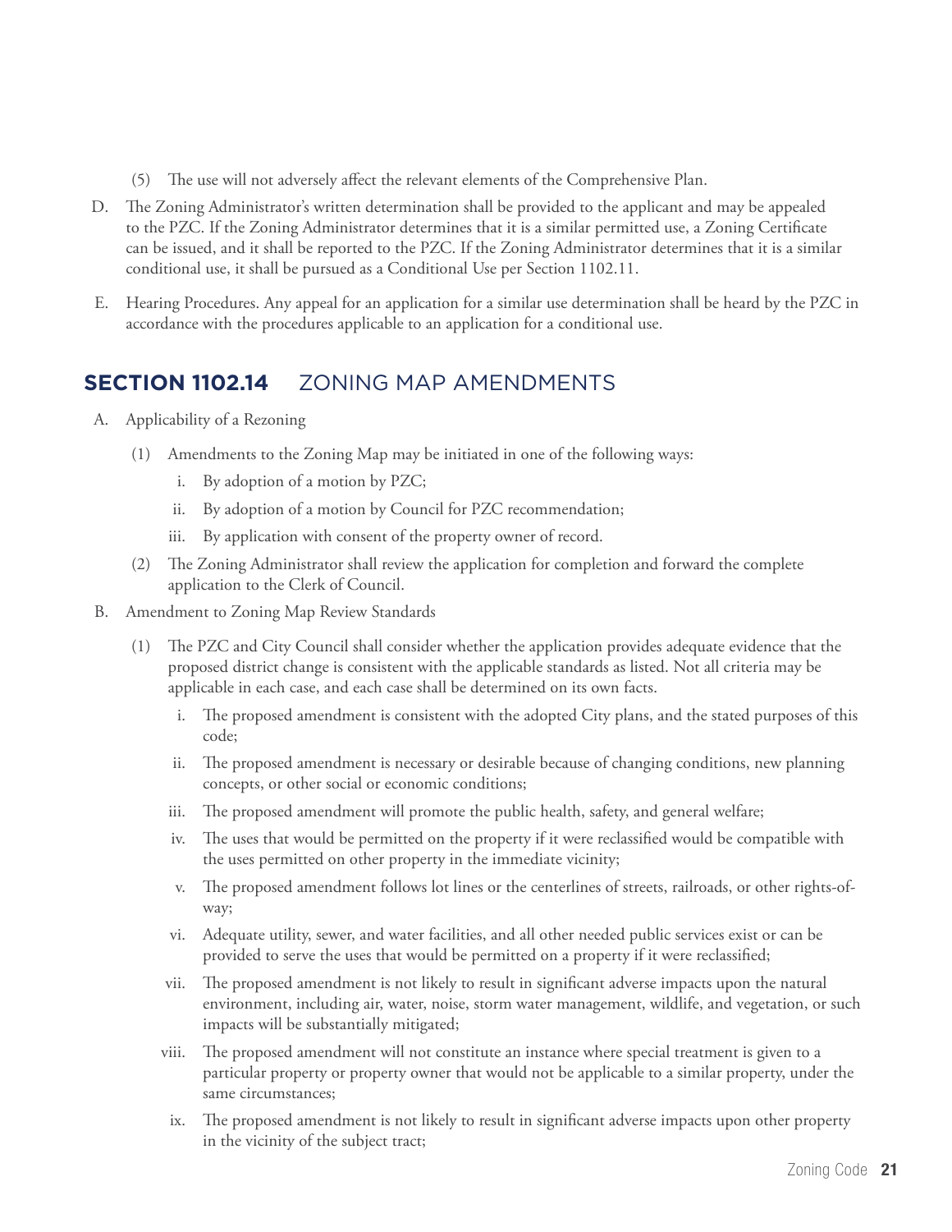(5) The use will not adversely affect the relevant elements of the Comprehensive Plan.

D. The Zoning Administrator's written determination shall be provided to the applicant and may be appealed to the PZC. If the Zoning Administrator determines that it is a similar permitted use, a Zoning Certificate can be issued, and it shall be reported to the PZC. If the Zoning Administrator determines that it is a similar conditional use, it shall be pursued as a Conditional Use per Section 1102.11.

E. Hearing Procedures. Any appeal for an application for a similar use determination shall be heard by the PZC in accordance with the procedures applicable to an application for a conditional use.

## SECTION 1102.14 ZONING MAP AMENDMENTS

A. Applicability of a Rezoning

(1) Amendments to the Zoning Map may be initiated in one of the following ways:

i. By adoption of a motion by PZC;

ii. By adoption of a motion by Council for PZC recommendation;

iii. By application with consent of the property owner of record.

(2) The Zoning Administrator shall review the application for completion and forward the complete application to the Clerk of Council.

B. Amendment to Zoning Map Review Standards

(1) The PZC and City Council shall consider whether the application provides adequate evidence that the proposed district change is consistent with the applicable standards as listed. Not all criteria may be applicable in each case, and each case shall be determined on its own facts.

i. The proposed amendment is consistent with the adopted City plans, and the stated purposes of this code;

ii. The proposed amendment is necessary or desirable because of changing conditions, new planning concepts, or other social or economic conditions;

iii. The proposed amendment will promote the public health, safety, and general welfare;

iv. The uses that would be permitted on the property if it were reclassified would be compatible with the uses permitted on other property in the immediate vicinity;

v. The proposed amendment follows lot lines or the centerlines of streets, railroads, or other rights-of-way;

vi. Adequate utility, sewer, and water facilities, and all other needed public services exist or can be provided to serve the uses that would be permitted on a property if it were reclassified;

vii. The proposed amendment is not likely to result in significant adverse impacts upon the natural environment, including air, water, noise, storm water management, wildlife, and vegetation, or such impacts will be substantially mitigated;

viii. The proposed amendment will not constitute an instance where special treatment is given to a particular property or property owner that would not be applicable to a similar property, under the same circumstances;

ix. The proposed amendment is not likely to result in significant adverse impacts upon other property in the vicinity of the subject tract;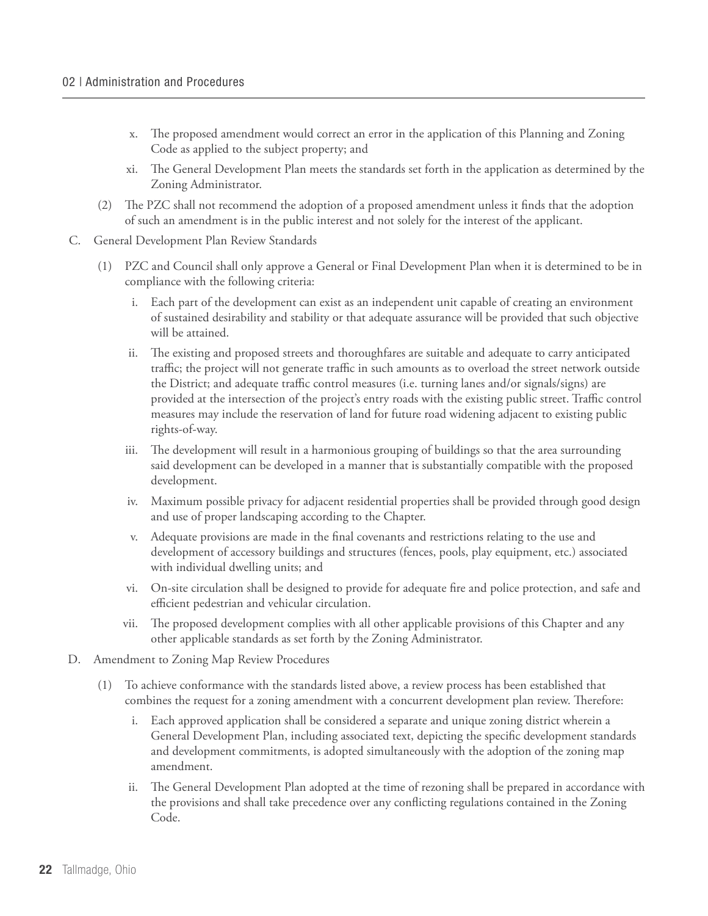x. The proposed amendment would correct an error in the application of this Planning and Zoning Code as applied to the subject property; and

xi. The General Development Plan meets the standards set forth in the application as determined by the Zoning Administrator.

(2) The PZC shall not recommend the adoption of a proposed amendment unless it finds that the adoption of such an amendment is in the public interest and not solely for the interest of the applicant.

C. General Development Plan Review Standards

(1) PZC and Council shall only approve a General or Final Development Plan when it is determined to be in compliance with the following criteria:

i. Each part of the development can exist as an independent unit capable of creating an environment of sustained desirability and stability or that adequate assurance will be provided that such objective will be attained.

ii. The existing and proposed streets and thoroughfares are suitable and adequate to carry anticipated traffic; the project will not generate traffic in such amounts as to overload the street network outside the District; and adequate traffic control measures (i.e. turning lanes and/or signals/signs) are provided at the intersection of the project's entry roads with the existing public street. Traffic control measures may include the reservation of land for future road widening adjacent to existing public rights-of-way.

iii. The development will result in a harmonious grouping of buildings so that the area surrounding said development can be developed in a manner that is substantially compatible with the proposed development.

iv. Maximum possible privacy for adjacent residential properties shall be provided through good design and use of proper landscaping according to the Chapter.

v. Adequate provisions are made in the final covenants and restrictions relating to the use and development of accessory buildings and structures (fences, pools, play equipment, etc.) associated with individual dwelling units; and

vi. On-site circulation shall be designed to provide for adequate fire and police protection, and safe and efficient pedestrian and vehicular circulation.

vii. The proposed development complies with all other applicable provisions of this Chapter and any other applicable standards as set forth by the Zoning Administrator.

D. Amendment to Zoning Map Review Procedures

(1) To achieve conformance with the standards listed above, a review process has been established that combines the request for a zoning amendment with a concurrent development plan review. Therefore:

i. Each approved application shall be considered a separate and unique zoning district wherein a General Development Plan, including associated text, depicting the specific development standards and development commitments, is adopted simultaneously with the adoption of the zoning map amendment.

ii. The General Development Plan adopted at the time of rezoning shall be prepared in accordance with the provisions and shall take precedence over any conflicting regulations contained in the Zoning Code.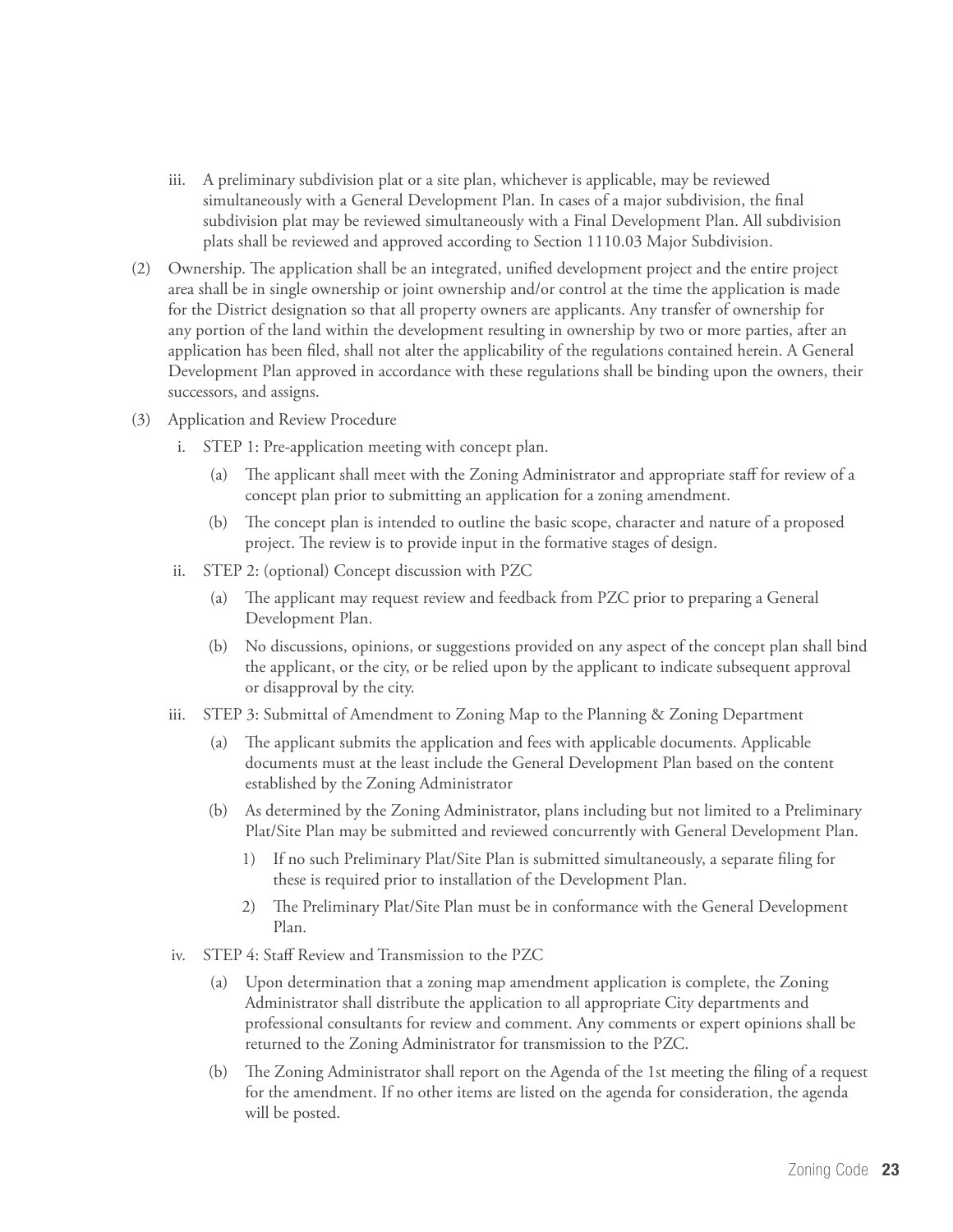iii. A preliminary subdivision plat or a site plan, whichever is applicable, may be reviewed simultaneously with a General Development Plan. In cases of a major subdivision, the final subdivision plat may be reviewed simultaneously with a Final Development Plan. All subdivision plats shall be reviewed and approved according to Section 1110.03 Major Subdivision.

(2) Ownership. The application shall be an integrated, unified development project and the entire project area shall be in single ownership or joint ownership and/or control at the time the application is made for the District designation so that all property owners are applicants. Any transfer of ownership for any portion of the land within the development resulting in ownership by two or more parties, after an application has been filed, shall not alter the applicability of the regulations contained herein. A General Development Plan approved in accordance with these regulations shall be binding upon the owners, their successors, and assigns.

(3) Application and Review Procedure

- i. STEP 1: Pre-application meeting with concept plan.
  - (a) The applicant shall meet with the Zoning Administrator and appropriate staff for review of a concept plan prior to submitting an application for a zoning amendment.
  - (b) The concept plan is intended to outline the basic scope, character and nature of a proposed project. The review is to provide input in the formative stages of design.
- ii. STEP 2: (optional) Concept discussion with PZC
  - (a) The applicant may request review and feedback from PZC prior to preparing a General Development Plan.
  - (b) No discussions, opinions, or suggestions provided on any aspect of the concept plan shall bind the applicant, or the city, or be relied upon by the applicant to indicate subsequent approval or disapproval by the city.
- iii. STEP 3: Submittal of Amendment to Zoning Map to the Planning & Zoning Department
  - (a) The applicant submits the application and fees with applicable documents. Applicable documents must at the least include the General Development Plan based on the content established by the Zoning Administrator
  - (b) As determined by the Zoning Administrator, plans including but not limited to a Preliminary Plat/Site Plan may be submitted and reviewed concurrently with General Development Plan.
    - 1) If no such Preliminary Plat/Site Plan is submitted simultaneously, a separate filing for these is required prior to installation of the Development Plan.
    - 2) The Preliminary Plat/Site Plan must be in conformance with the General Development Plan.
- iv. STEP 4: Staff Review and Transmission to the PZC
  - (a) Upon determination that a zoning map amendment application is complete, the Zoning Administrator shall distribute the application to all appropriate City departments and professional consultants for review and comment. Any comments or expert opinions shall be returned to the Zoning Administrator for transmission to the PZC.
  - (b) The Zoning Administrator shall report on the Agenda of the 1st meeting the filing of a request for the amendment. If no other items are listed on the agenda for consideration, the agenda will be posted.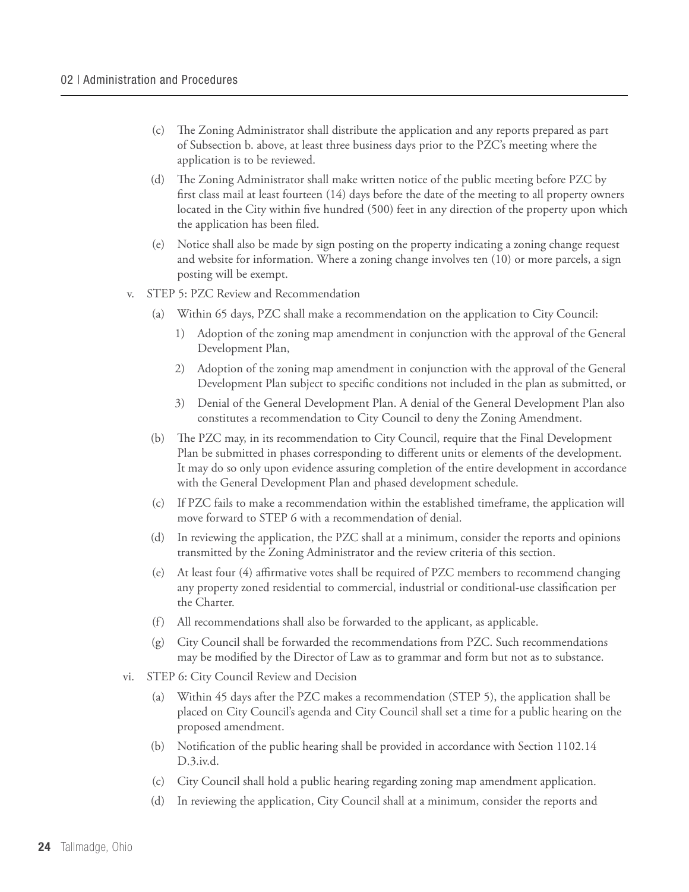- (c) The Zoning Administrator shall distribute the application and any reports prepared as part of Subsection b. above, at least three business days prior to the PZC's meeting where the application is to be reviewed.
- (d) The Zoning Administrator shall make written notice of the public meeting before PZC by first class mail at least fourteen (14) days before the date of the meeting to all property owners located in the City within five hundred (500) feet in any direction of the property upon which the application has been filed.
- (e) Notice shall also be made by sign posting on the property indicating a zoning change request and website for information. Where a zoning change involves ten (10) or more parcels, a sign posting will be exempt.

v. STEP 5: PZC Review and Recommendation

- (a) Within 65 days, PZC shall make a recommendation on the application to City Council:
  1) Adoption of the zoning map amendment in conjunction with the approval of the General Development Plan,
  2) Adoption of the zoning map amendment in conjunction with the approval of the General Development Plan subject to specific conditions not included in the plan as submitted, or
  3) Denial of the General Development Plan. A denial of the General Development Plan also constitutes a recommendation to City Council to deny the Zoning Amendment.
- (b) The PZC may, in its recommendation to City Council, require that the Final Development Plan be submitted in phases corresponding to different units or elements of the development. It may do so only upon evidence assuring completion of the entire development in accordance with the General Development Plan and phased development schedule.
- (c) If PZC fails to make a recommendation within the established timeframe, the application will move forward to STEP 6 with a recommendation of denial.
- (d) In reviewing the application, the PZC shall at a minimum, consider the reports and opinions transmitted by the Zoning Administrator and the review criteria of this section.
- (e) At least four (4) affirmative votes shall be required of PZC members to recommend changing any property zoned residential to commercial, industrial or conditional-use classification per the Charter.
- (f) All recommendations shall also be forwarded to the applicant, as applicable.
- (g) City Council shall be forwarded the recommendations from PZC. Such recommendations may be modified by the Director of Law as to grammar and form but not as to substance.

vi. STEP 6: City Council Review and Decision

- (a) Within 45 days after the PZC makes a recommendation (STEP 5), the application shall be placed on City Council's agenda and City Council shall set a time for a public hearing on the proposed amendment.
- (b) Notification of the public hearing shall be provided in accordance with Section 1102.14 D.3.iv.d.
- (c) City Council shall hold a public hearing regarding zoning map amendment application.
- (d) In reviewing the application, City Council shall at a minimum, consider the reports and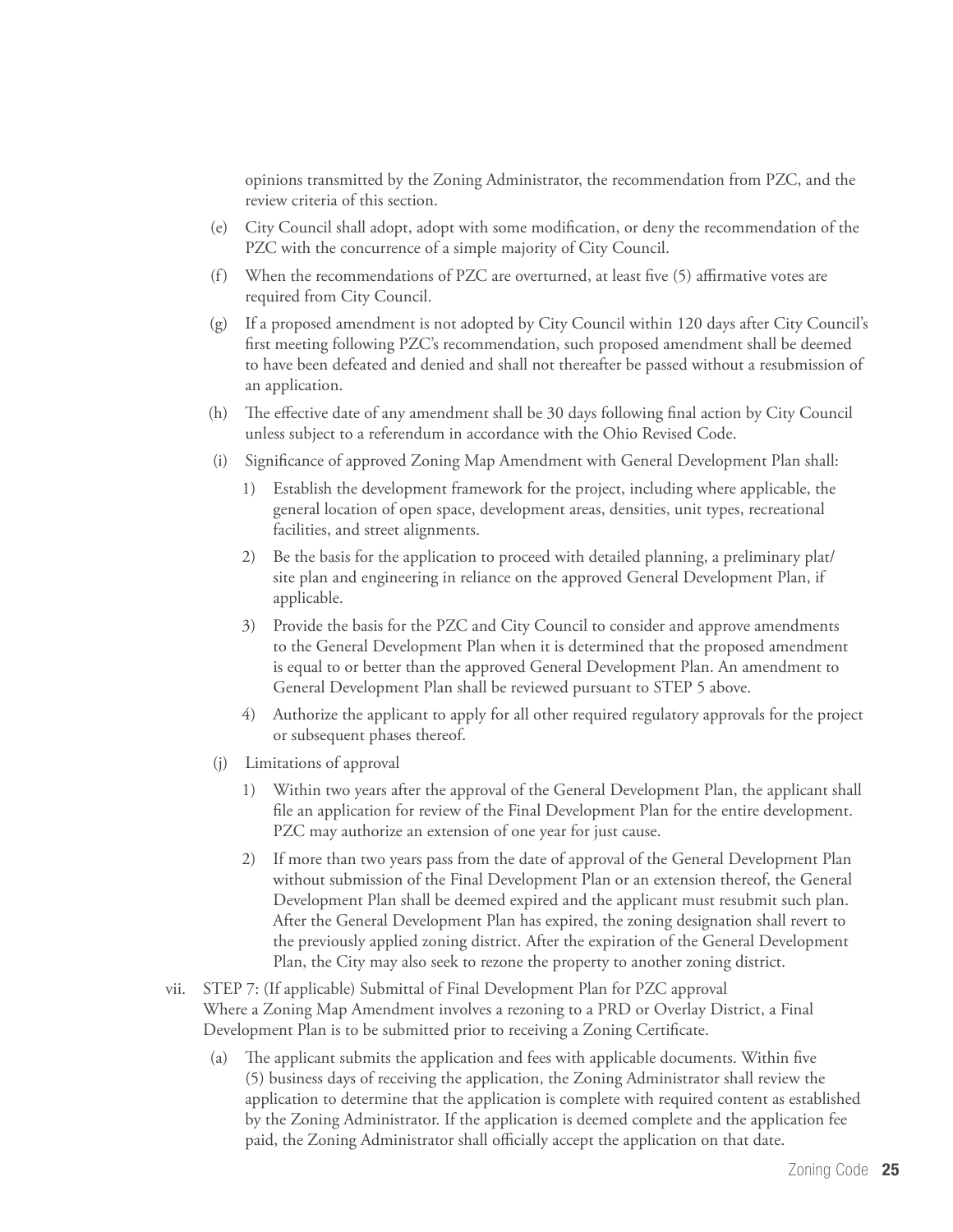opinions transmitted by the Zoning Administrator, the recommendation from PZC, and the review criteria of this section.

(e) City Council shall adopt, adopt with some modification, or deny the recommendation of the PZC with the concurrence of a simple majority of City Council.

(f) When the recommendations of PZC are overturned, at least five (5) affirmative votes are required from City Council.

(g) If a proposed amendment is not adopted by City Council within 120 days after City Council's first meeting following PZC's recommendation, such proposed amendment shall be deemed to have been defeated and denied and shall not thereafter be passed without a resubmission of an application.

(h) The effective date of any amendment shall be 30 days following final action by City Council unless subject to a referendum in accordance with the Ohio Revised Code.

(i) Significance of approved Zoning Map Amendment with General Development Plan shall:

1) Establish the development framework for the project, including where applicable, the general location of open space, development areas, densities, unit types, recreational facilities, and street alignments.

2) Be the basis for the application to proceed with detailed planning, a preliminary plat/ site plan and engineering in reliance on the approved General Development Plan, if applicable.

3) Provide the basis for the PZC and City Council to consider and approve amendments to the General Development Plan when it is determined that the proposed amendment is equal to or better than the approved General Development Plan. An amendment to General Development Plan shall be reviewed pursuant to STEP 5 above.

4) Authorize the applicant to apply for all other required regulatory approvals for the project or subsequent phases thereof.

(j) Limitations of approval

1) Within two years after the approval of the General Development Plan, the applicant shall file an application for review of the Final Development Plan for the entire development. PZC may authorize an extension of one year for just cause.

2) If more than two years pass from the date of approval of the General Development Plan without submission of the Final Development Plan or an extension thereof, the General Development Plan shall be deemed expired and the applicant must resubmit such plan. After the General Development Plan has expired, the zoning designation shall revert to the previously applied zoning district. After the expiration of the General Development Plan, the City may also seek to rezone the property to another zoning district.

vii. STEP 7: (If applicable) Submittal of Final Development Plan for PZC approval
Where a Zoning Map Amendment involves a rezoning to a PRD or Overlay District, a Final Development Plan is to be submitted prior to receiving a Zoning Certificate.

(a) The applicant submits the application and fees with applicable documents. Within five (5) business days of receiving the application, the Zoning Administrator shall review the application to determine that the application is complete with required content as established by the Zoning Administrator. If the application is deemed complete and the application fee paid, the Zoning Administrator shall officially accept the application on that date.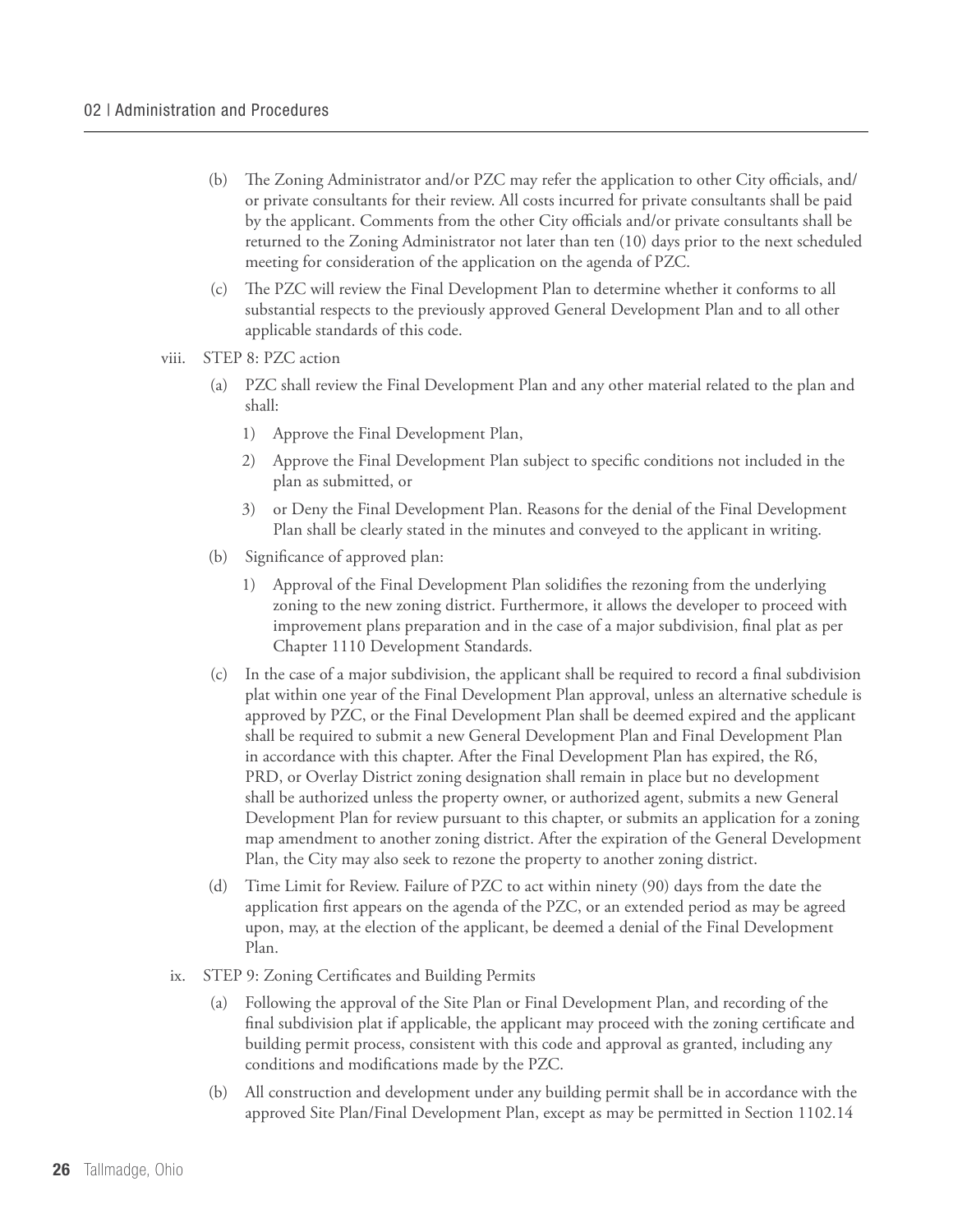(b) The Zoning Administrator and/or PZC may refer the application to other City officials, and/or private consultants for their review. All costs incurred for private consultants shall be paid by the applicant. Comments from the other City officials and/or private consultants shall be returned to the Zoning Administrator not later than ten (10) days prior to the next scheduled meeting for consideration of the application on the agenda of PZC.

(c) The PZC will review the Final Development Plan to determine whether it conforms to all substantial respects to the previously approved General Development Plan and to all other applicable standards of this code.

viii. STEP 8: PZC action

(a) PZC shall review the Final Development Plan and any other material related to the plan and shall:

1) Approve the Final Development Plan,

2) Approve the Final Development Plan subject to specific conditions not included in the plan as submitted, or

3) or Deny the Final Development Plan. Reasons for the denial of the Final Development Plan shall be clearly stated in the minutes and conveyed to the applicant in writing.

(b) Significance of approved plan:

1) Approval of the Final Development Plan solidifies the rezoning from the underlying zoning to the new zoning district. Furthermore, it allows the developer to proceed with improvement plans preparation and in the case of a major subdivision, final plat as per Chapter 1110 Development Standards.

(c) In the case of a major subdivision, the applicant shall be required to record a final subdivision plat within one year of the Final Development Plan approval, unless an alternative schedule is approved by PZC, or the Final Development Plan shall be deemed expired and the applicant shall be required to submit a new General Development Plan and Final Development Plan in accordance with this chapter. After the Final Development Plan has expired, the R6, PRD, or Overlay District zoning designation shall remain in place but no development shall be authorized unless the property owner, or authorized agent, submits a new General Development Plan for review pursuant to this chapter, or submits an application for a zoning map amendment to another zoning district. After the expiration of the General Development Plan, the City may also seek to rezone the property to another zoning district.

(d) Time Limit for Review. Failure of PZC to act within ninety (90) days from the date the application first appears on the agenda of the PZC, or an extended period as may be agreed upon, may, at the election of the applicant, be deemed a denial of the Final Development Plan.

ix. STEP 9: Zoning Certificates and Building Permits

(a) Following the approval of the Site Plan or Final Development Plan, and recording of the final subdivision plat if applicable, the applicant may proceed with the zoning certificate and building permit process, consistent with this code and approval as granted, including any conditions and modifications made by the PZC.

(b) All construction and development under any building permit shall be in accordance with the approved Site Plan/Final Development Plan, except as may be permitted in Section 1102.14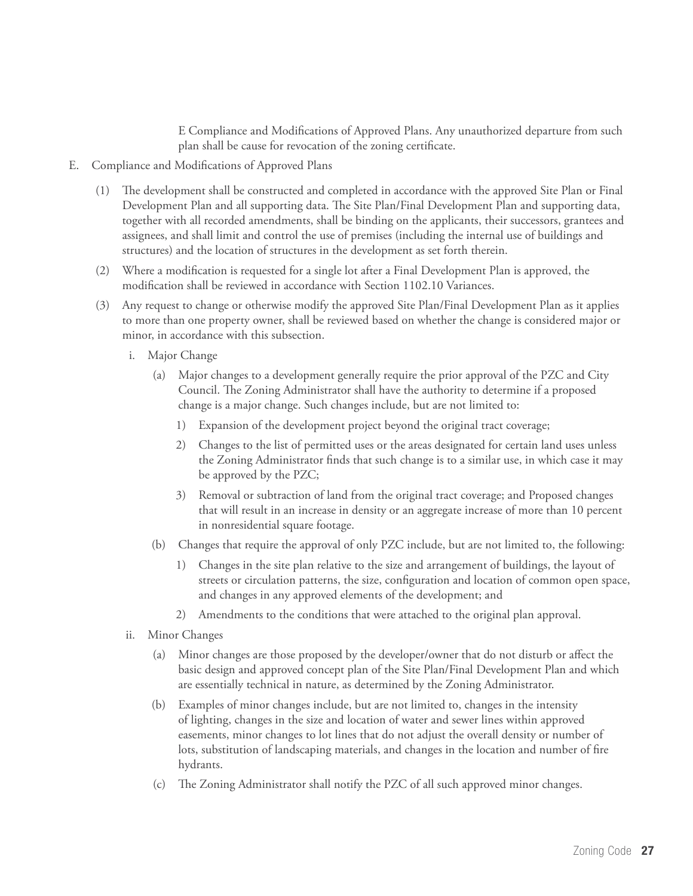E Compliance and Modifications of Approved Plans. Any unauthorized departure from such plan shall be cause for revocation of the zoning certificate.

E. Compliance and Modifications of Approved Plans

(1) The development shall be constructed and completed in accordance with the approved Site Plan or Final Development Plan and all supporting data. The Site Plan/Final Development Plan and supporting data, together with all recorded amendments, shall be binding on the applicants, their successors, grantees and assignees, and shall limit and control the use of premises (including the internal use of buildings and structures) and the location of structures in the development as set forth therein.

(2) Where a modification is requested for a single lot after a Final Development Plan is approved, the modification shall be reviewed in accordance with Section 1102.10 Variances.

(3) Any request to change or otherwise modify the approved Site Plan/Final Development Plan as it applies to more than one property owner, shall be reviewed based on whether the change is considered major or minor, in accordance with this subsection.

i. Major Change

(a) Major changes to a development generally require the prior approval of the PZC and City Council. The Zoning Administrator shall have the authority to determine if a proposed change is a major change. Such changes include, but are not limited to:

1) Expansion of the development project beyond the original tract coverage;

2) Changes to the list of permitted uses or the areas designated for certain land uses unless the Zoning Administrator finds that such change is to a similar use, in which case it may be approved by the PZC;

3) Removal or subtraction of land from the original tract coverage; and Proposed changes that will result in an increase in density or an aggregate increase of more than 10 percent in nonresidential square footage.

(b) Changes that require the approval of only PZC include, but are not limited to, the following:

1) Changes in the site plan relative to the size and arrangement of buildings, the layout of streets or circulation patterns, the size, configuration and location of common open space, and changes in any approved elements of the development; and

2) Amendments to the conditions that were attached to the original plan approval.

ii. Minor Changes

(a) Minor changes are those proposed by the developer/owner that do not disturb or affect the basic design and approved concept plan of the Site Plan/Final Development Plan and which are essentially technical in nature, as determined by the Zoning Administrator.

(b) Examples of minor changes include, but are not limited to, changes in the intensity of lighting, changes in the size and location of water and sewer lines within approved easements, minor changes to lot lines that do not adjust the overall density or number of lots, substitution of landscaping materials, and changes in the location and number of fire hydrants.

(c) The Zoning Administrator shall notify the PZC of all such approved minor changes.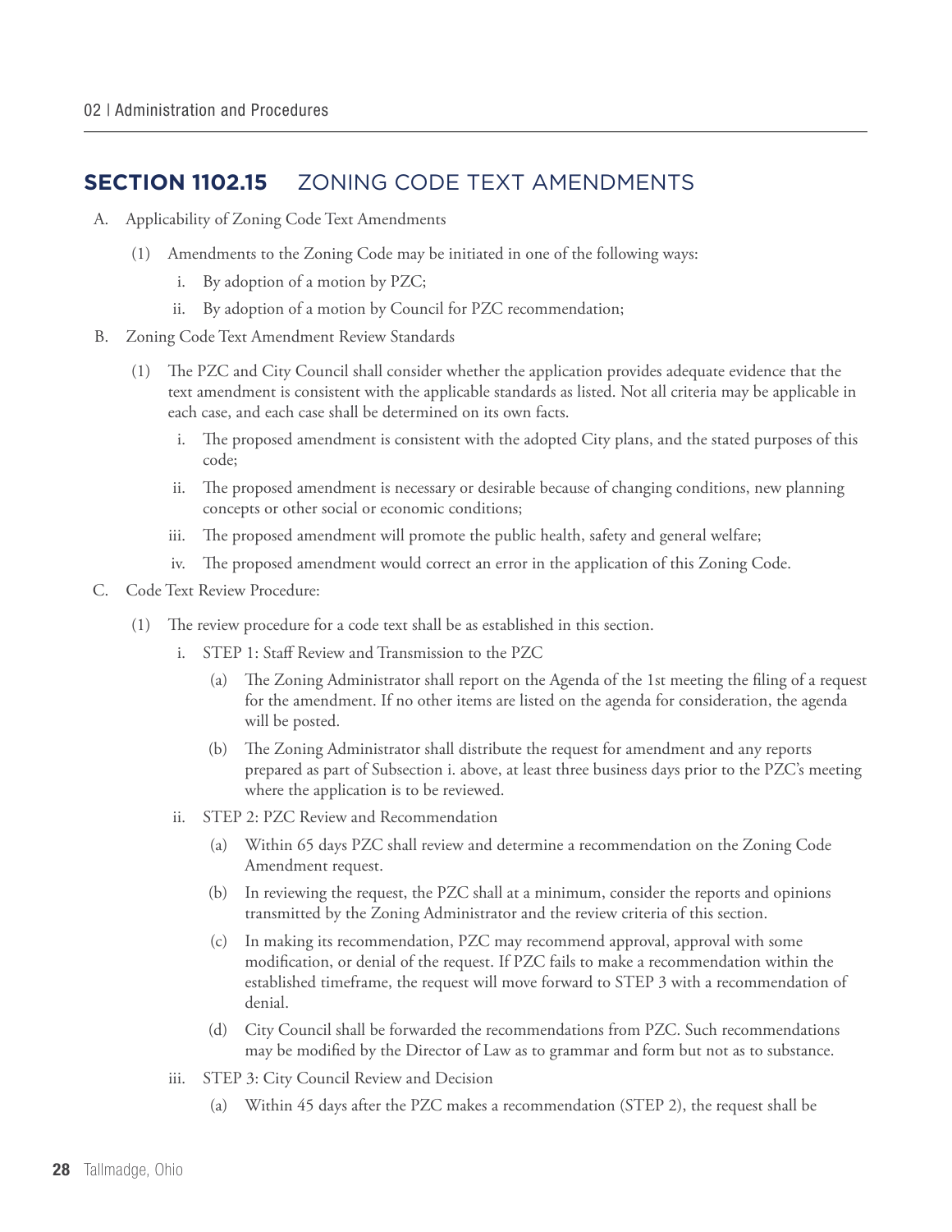## SECTION 1102.15 ZONING CODE TEXT AMENDMENTS

A. Applicability of Zoning Code Text Amendments

(1) Amendments to the Zoning Code may be initiated in one of the following ways:

i. By adoption of a motion by PZC;

ii. By adoption of a motion by Council for PZC recommendation;

B. Zoning Code Text Amendment Review Standards

(1) The PZC and City Council shall consider whether the application provides adequate evidence that the text amendment is consistent with the applicable standards as listed. Not all criteria may be applicable in each case, and each case shall be determined on its own facts.

i. The proposed amendment is consistent with the adopted City plans, and the stated purposes of this code;

ii. The proposed amendment is necessary or desirable because of changing conditions, new planning concepts or other social or economic conditions;

iii. The proposed amendment will promote the public health, safety and general welfare;

iv. The proposed amendment would correct an error in the application of this Zoning Code.

C. Code Text Review Procedure:

(1) The review procedure for a code text shall be as established in this section.

i. STEP 1: Staff Review and Transmission to the PZC

(a) The Zoning Administrator shall report on the Agenda of the 1st meeting the filing of a request for the amendment. If no other items are listed on the agenda for consideration, the agenda will be posted.

(b) The Zoning Administrator shall distribute the request for amendment and any reports prepared as part of Subsection i. above, at least three business days prior to the PZC's meeting where the application is to be reviewed.

ii. STEP 2: PZC Review and Recommendation

(a) Within 65 days PZC shall review and determine a recommendation on the Zoning Code Amendment request.

(b) In reviewing the request, the PZC shall at a minimum, consider the reports and opinions transmitted by the Zoning Administrator and the review criteria of this section.

(c) In making its recommendation, PZC may recommend approval, approval with some modification, or denial of the request. If PZC fails to make a recommendation within the established timeframe, the request will move forward to STEP 3 with a recommendation of denial.

(d) City Council shall be forwarded the recommendations from PZC. Such recommendations may be modified by the Director of Law as to grammar and form but not as to substance.

iii. STEP 3: City Council Review and Decision

(a) Within 45 days after the PZC makes a recommendation (STEP 2), the request shall be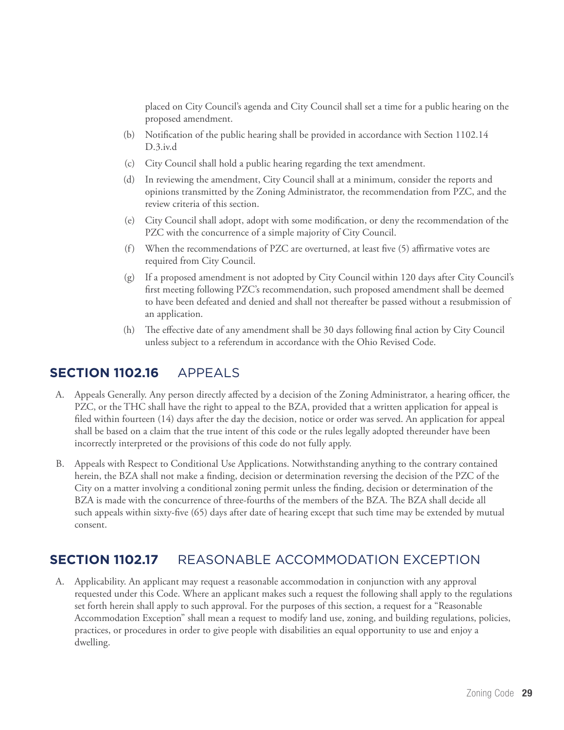placed on City Council's agenda and City Council shall set a time for a public hearing on the proposed amendment.

(b) Notification of the public hearing shall be provided in accordance with Section 1102.14 D.3.iv.d

(c) City Council shall hold a public hearing regarding the text amendment.

(d) In reviewing the amendment, City Council shall at a minimum, consider the reports and opinions transmitted by the Zoning Administrator, the recommendation from PZC, and the review criteria of this section.

(e) City Council shall adopt, adopt with some modification, or deny the recommendation of the PZC with the concurrence of a simple majority of City Council.

(f) When the recommendations of PZC are overturned, at least five (5) affirmative votes are required from City Council.

(g) If a proposed amendment is not adopted by City Council within 120 days after City Council's first meeting following PZC's recommendation, such proposed amendment shall be deemed to have been defeated and denied and shall not thereafter be passed without a resubmission of an application.

(h) The effective date of any amendment shall be 30 days following final action by City Council unless subject to a referendum in accordance with the Ohio Revised Code.

## SECTION 1102.16 APPEALS

A. Appeals Generally. Any person directly affected by a decision of the Zoning Administrator, a hearing officer, the PZC, or the THC shall have the right to appeal to the BZA, provided that a written application for appeal is filed within fourteen (14) days after the day the decision, notice or order was served. An application for appeal shall be based on a claim that the true intent of this code or the rules legally adopted thereunder have been incorrectly interpreted or the provisions of this code do not fully apply.

B. Appeals with Respect to Conditional Use Applications. Notwithstanding anything to the contrary contained herein, the BZA shall not make a finding, decision or determination reversing the decision of the PZC of the City on a matter involving a conditional zoning permit unless the finding, decision or determination of the BZA is made with the concurrence of three-fourths of the members of the BZA. The BZA shall decide all such appeals within sixty-five (65) days after date of hearing except that such time may be extended by mutual consent.

## SECTION 1102.17 REASONABLE ACCOMMODATION EXCEPTION

A. Applicability. An applicant may request a reasonable accommodation in conjunction with any approval requested under this Code. Where an applicant makes such a request the following shall apply to the regulations set forth herein shall apply to such approval. For the purposes of this section, a request for a "Reasonable Accommodation Exception" shall mean a request to modify land use, zoning, and building regulations, policies, practices, or procedures in order to give people with disabilities an equal opportunity to use and enjoy a dwelling.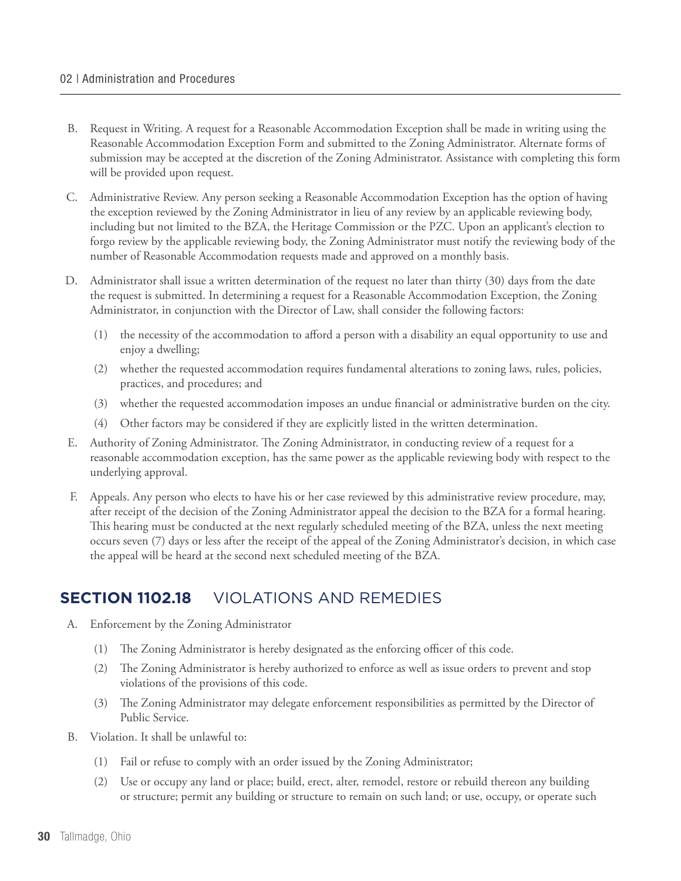B. Request in Writing. A request for a Reasonable Accommodation Exception shall be made in writing using the Reasonable Accommodation Exception Form and submitted to the Zoning Administrator. Alternate forms of submission may be accepted at the discretion of the Zoning Administrator. Assistance with completing this form will be provided upon request.

C. Administrative Review. Any person seeking a Reasonable Accommodation Exception has the option of having the exception reviewed by the Zoning Administrator in lieu of any review by an applicable reviewing body, including but not limited to the BZA, the Heritage Commission or the PZC. Upon an applicant's election to forgo review by the applicable reviewing body, the Zoning Administrator must notify the reviewing body of the number of Reasonable Accommodation requests made and approved on a monthly basis.

D. Administrator shall issue a written determination of the request no later than thirty (30) days from the date the request is submitted. In determining a request for a Reasonable Accommodation Exception, the Zoning Administrator, in conjunction with the Director of Law, shall consider the following factors:

   (1) the necessity of the accommodation to afford a person with a disability an equal opportunity to use and enjoy a dwelling;

   (2) whether the requested accommodation requires fundamental alterations to zoning laws, rules, policies, practices, and procedures; and

   (3) whether the requested accommodation imposes an undue financial or administrative burden on the city.

   (4) Other factors may be considered if they are explicitly listed in the written determination.

E. Authority of Zoning Administrator. The Zoning Administrator, in conducting review of a request for a reasonable accommodation exception, has the same power as the applicable reviewing body with respect to the underlying approval.

F. Appeals. Any person who elects to have his or her case reviewed by this administrative review procedure, may, after receipt of the decision of the Zoning Administrator appeal the decision to the BZA for a formal hearing. This hearing must be conducted at the next regularly scheduled meeting of the BZA, unless the next meeting occurs seven (7) days or less after the receipt of the appeal of the Zoning Administrator's decision, in which case the appeal will be heard at the second next scheduled meeting of the BZA.

## SECTION 1102.18 VIOLATIONS AND REMEDIES

A. Enforcement by the Zoning Administrator

   (1) The Zoning Administrator is hereby designated as the enforcing officer of this code.

   (2) The Zoning Administrator is hereby authorized to enforce as well as issue orders to prevent and stop violations of the provisions of this code.

   (3) The Zoning Administrator may delegate enforcement responsibilities as permitted by the Director of Public Service.

B. Violation. It shall be unlawful to:

   (1) Fail or refuse to comply with an order issued by the Zoning Administrator;

   (2) Use or occupy any land or place; build, erect, alter, remodel, restore or rebuild thereon any building or structure; permit any building or structure to remain on such land; or use, occupy, or operate such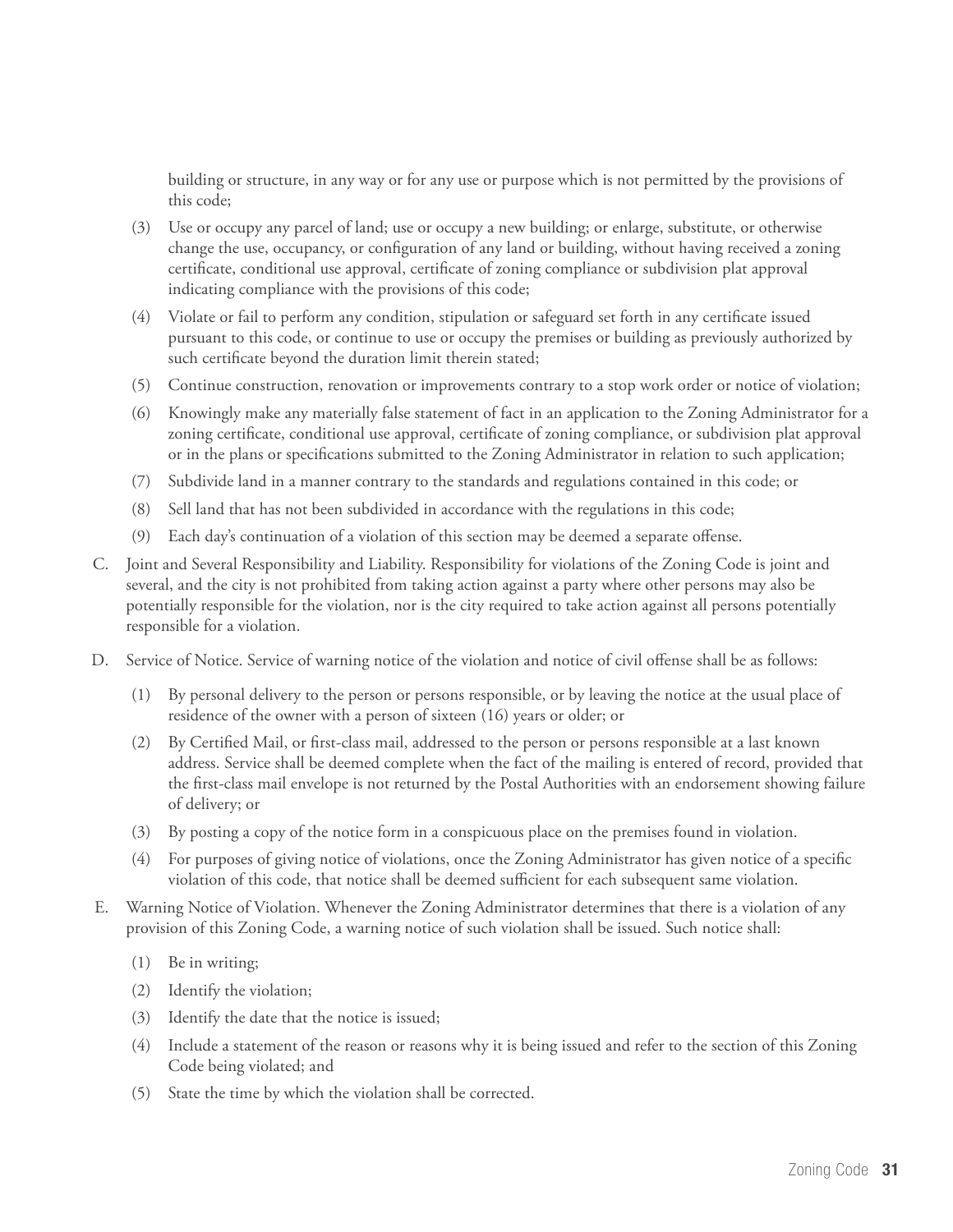building or structure, in any way or for any use or purpose which is not permitted by the provisions of this code;

(3) Use or occupy any parcel of land; use or occupy a new building; or enlarge, substitute, or otherwise change the use, occupancy, or configuration of any land or building, without having received a zoning certificate, conditional use approval, certificate of zoning compliance or subdivision plat approval indicating compliance with the provisions of this code;

(4) Violate or fail to perform any condition, stipulation or safeguard set forth in any certificate issued pursuant to this code, or continue to use or occupy the premises or building as previously authorized by such certificate beyond the duration limit therein stated;

(5) Continue construction, renovation or improvements contrary to a stop work order or notice of violation;

(6) Knowingly make any materially false statement of fact in an application to the Zoning Administrator for a zoning certificate, conditional use approval, certificate of zoning compliance, or subdivision plat approval or in the plans or specifications submitted to the Zoning Administrator in relation to such application;

(7) Subdivide land in a manner contrary to the standards and regulations contained in this code; or

(8) Sell land that has not been subdivided in accordance with the regulations in this code;

(9) Each day's continuation of a violation of this section may be deemed a separate offense.

C. Joint and Several Responsibility and Liability. Responsibility for violations of the Zoning Code is joint and several, and the city is not prohibited from taking action against a party where other persons may also be potentially responsible for the violation, nor is the city required to take action against all persons potentially responsible for a violation.

D. Service of Notice. Service of warning notice of the violation and notice of civil offense shall be as follows:

(1) By personal delivery to the person or persons responsible, or by leaving the notice at the usual place of residence of the owner with a person of sixteen (16) years or older; or

(2) By Certified Mail, or first-class mail, addressed to the person or persons responsible at a last known address. Service shall be deemed complete when the fact of the mailing is entered of record, provided that the first-class mail envelope is not returned by the Postal Authorities with an endorsement showing failure of delivery; or

(3) By posting a copy of the notice form in a conspicuous place on the premises found in violation.

(4) For purposes of giving notice of violations, once the Zoning Administrator has given notice of a specific violation of this code, that notice shall be deemed sufficient for each subsequent same violation.

E. Warning Notice of Violation. Whenever the Zoning Administrator determines that there is a violation of any provision of this Zoning Code, a warning notice of such violation shall be issued. Such notice shall:

(1) Be in writing;

(2) Identify the violation;

(3) Identify the date that the notice is issued;

(4) Include a statement of the reason or reasons why it is being issued and refer to the section of this Zoning Code being violated; and

(5) State the time by which the violation shall be corrected.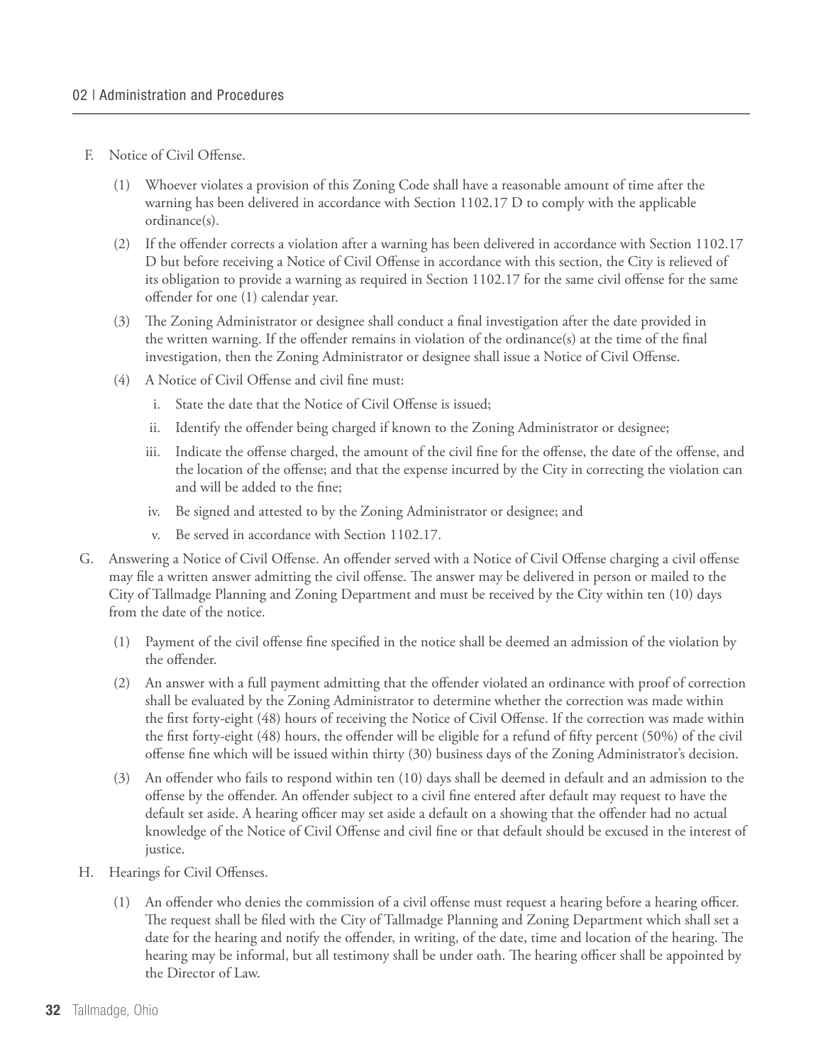F. Notice of Civil Offense.

(1) Whoever violates a provision of this Zoning Code shall have a reasonable amount of time after the warning has been delivered in accordance with Section 1102.17 D to comply with the applicable ordinance(s).

(2) If the offender corrects a violation after a warning has been delivered in accordance with Section 1102.17 D but before receiving a Notice of Civil Offense in accordance with this section, the City is relieved of its obligation to provide a warning as required in Section 1102.17 for the same civil offense for the same offender for one (1) calendar year.

(3) The Zoning Administrator or designee shall conduct a final investigation after the date provided in the written warning. If the offender remains in violation of the ordinance(s) at the time of the final investigation, then the Zoning Administrator or designee shall issue a Notice of Civil Offense.

(4) A Notice of Civil Offense and civil fine must:

i. State the date that the Notice of Civil Offense is issued;

ii. Identify the offender being charged if known to the Zoning Administrator or designee;

iii. Indicate the offense charged, the amount of the civil fine for the offense, the date of the offense, and the location of the offense; and that the expense incurred by the City in correcting the violation can and will be added to the fine;

iv. Be signed and attested to by the Zoning Administrator or designee; and

v. Be served in accordance with Section 1102.17.

G. Answering a Notice of Civil Offense. An offender served with a Notice of Civil Offense charging a civil offense may file a written answer admitting the civil offense. The answer may be delivered in person or mailed to the City of Tallmadge Planning and Zoning Department and must be received by the City within ten (10) days from the date of the notice.

(1) Payment of the civil offense fine specified in the notice shall be deemed an admission of the violation by the offender.

(2) An answer with a full payment admitting that the offender violated an ordinance with proof of correction shall be evaluated by the Zoning Administrator to determine whether the correction was made within the first forty-eight (48) hours of receiving the Notice of Civil Offense. If the correction was made within the first forty-eight (48) hours, the offender will be eligible for a refund of fifty percent (50%) of the civil offense fine which will be issued within thirty (30) business days of the Zoning Administrator's decision.

(3) An offender who fails to respond within ten (10) days shall be deemed in default and an admission to the offense by the offender. An offender subject to a civil fine entered after default may request to have the default set aside. A hearing officer may set aside a default on a showing that the offender had no actual knowledge of the Notice of Civil Offense and civil fine or that default should be excused in the interest of justice.

H. Hearings for Civil Offenses.

(1) An offender who denies the commission of a civil offense must request a hearing before a hearing officer. The request shall be filed with the City of Tallmadge Planning and Zoning Department which shall set a date for the hearing and notify the offender, in writing, of the date, time and location of the hearing. The hearing may be informal, but all testimony shall be under oath. The hearing officer shall be appointed by the Director of Law.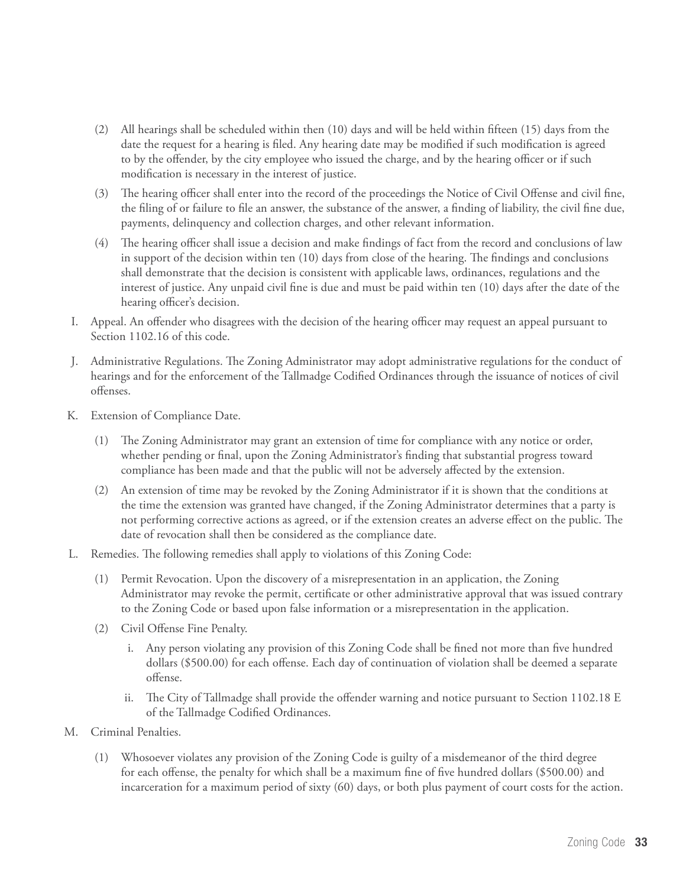(2) All hearings shall be scheduled within then (10) days and will be held within fifteen (15) days from the date the request for a hearing is filed. Any hearing date may be modified if such modification is agreed to by the offender, by the city employee who issued the charge, and by the hearing officer or if such modification is necessary in the interest of justice.

(3) The hearing officer shall enter into the record of the proceedings the Notice of Civil Offense and civil fine, the filing of or failure to file an answer, the substance of the answer, a finding of liability, the civil fine due, payments, delinquency and collection charges, and other relevant information.

(4) The hearing officer shall issue a decision and make findings of fact from the record and conclusions of law in support of the decision within ten (10) days from close of the hearing. The findings and conclusions shall demonstrate that the decision is consistent with applicable laws, ordinances, regulations and the interest of justice. Any unpaid civil fine is due and must be paid within ten (10) days after the date of the hearing officer's decision.

I. Appeal. An offender who disagrees with the decision of the hearing officer may request an appeal pursuant to Section 1102.16 of this code.

J. Administrative Regulations. The Zoning Administrator may adopt administrative regulations for the conduct of hearings and for the enforcement of the Tallmadge Codified Ordinances through the issuance of notices of civil offenses.

K. Extension of Compliance Date.

(1) The Zoning Administrator may grant an extension of time for compliance with any notice or order, whether pending or final, upon the Zoning Administrator's finding that substantial progress toward compliance has been made and that the public will not be adversely affected by the extension.

(2) An extension of time may be revoked by the Zoning Administrator if it is shown that the conditions at the time the extension was granted have changed, if the Zoning Administrator determines that a party is not performing corrective actions as agreed, or if the extension creates an adverse effect on the public. The date of revocation shall then be considered as the compliance date.

L. Remedies. The following remedies shall apply to violations of this Zoning Code:

(1) Permit Revocation. Upon the discovery of a misrepresentation in an application, the Zoning Administrator may revoke the permit, certificate or other administrative approval that was issued contrary to the Zoning Code or based upon false information or a misrepresentation in the application.

(2) Civil Offense Fine Penalty.

i. Any person violating any provision of this Zoning Code shall be fined not more than five hundred dollars ($500.00) for each offense. Each day of continuation of violation shall be deemed a separate offense.

ii. The City of Tallmadge shall provide the offender warning and notice pursuant to Section 1102.18 E of the Tallmadge Codified Ordinances.

M. Criminal Penalties.

(1) Whosoever violates any provision of the Zoning Code is guilty of a misdemeanor of the third degree for each offense, the penalty for which shall be a maximum fine of five hundred dollars ($500.00) and incarceration for a maximum period of sixty (60) days, or both plus payment of court costs for the action.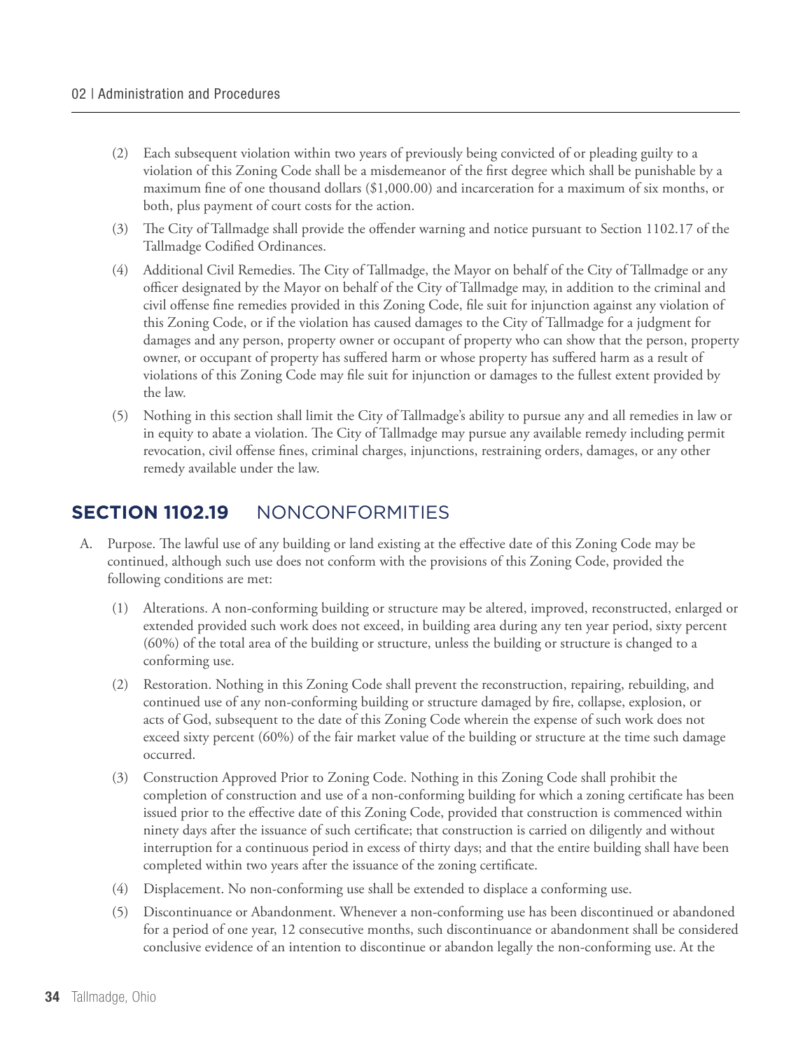(2) Each subsequent violation within two years of previously being convicted of or pleading guilty to a violation of this Zoning Code shall be a misdemeanor of the first degree which shall be punishable by a maximum fine of one thousand dollars ($1,000.00) and incarceration for a maximum of six months, or both, plus payment of court costs for the action.

(3) The City of Tallmadge shall provide the offender warning and notice pursuant to Section 1102.17 of the Tallmadge Codified Ordinances.

(4) Additional Civil Remedies. The City of Tallmadge, the Mayor on behalf of the City of Tallmadge or any officer designated by the Mayor on behalf of the City of Tallmadge may, in addition to the criminal and civil offense fine remedies provided in this Zoning Code, file suit for injunction against any violation of this Zoning Code, or if the violation has caused damages to the City of Tallmadge for a judgment for damages and any person, property owner or occupant of property who can show that the person, property owner, or occupant of property has suffered harm or whose property has suffered harm as a result of violations of this Zoning Code may file suit for injunction or damages to the fullest extent provided by the law.

(5) Nothing in this section shall limit the City of Tallmadge's ability to pursue any and all remedies in law or in equity to abate a violation. The City of Tallmadge may pursue any available remedy including permit revocation, civil offense fines, criminal charges, injunctions, restraining orders, damages, or any other remedy available under the law.

## SECTION 1102.19 NONCONFORMITIES

A. Purpose. The lawful use of any building or land existing at the effective date of this Zoning Code may be continued, although such use does not conform with the provisions of this Zoning Code, provided the following conditions are met:

(1) Alterations. A non-conforming building or structure may be altered, improved, reconstructed, enlarged or extended provided such work does not exceed, in building area during any ten year period, sixty percent (60%) of the total area of the building or structure, unless the building or structure is changed to a conforming use.

(2) Restoration. Nothing in this Zoning Code shall prevent the reconstruction, repairing, rebuilding, and continued use of any non-conforming building or structure damaged by fire, collapse, explosion, or acts of God, subsequent to the date of this Zoning Code wherein the expense of such work does not exceed sixty percent (60%) of the fair market value of the building or structure at the time such damage occurred.

(3) Construction Approved Prior to Zoning Code. Nothing in this Zoning Code shall prohibit the completion of construction and use of a non-conforming building for which a zoning certificate has been issued prior to the effective date of this Zoning Code, provided that construction is commenced within ninety days after the issuance of such certificate; that construction is carried on diligently and without interruption for a continuous period in excess of thirty days; and that the entire building shall have been completed within two years after the issuance of the zoning certificate.

(4) Displacement. No non-conforming use shall be extended to displace a conforming use.

(5) Discontinuance or Abandonment. Whenever a non-conforming use has been discontinued or abandoned for a period of one year, 12 consecutive months, such discontinuance or abandonment shall be considered conclusive evidence of an intention to discontinue or abandon legally the non-conforming use. At the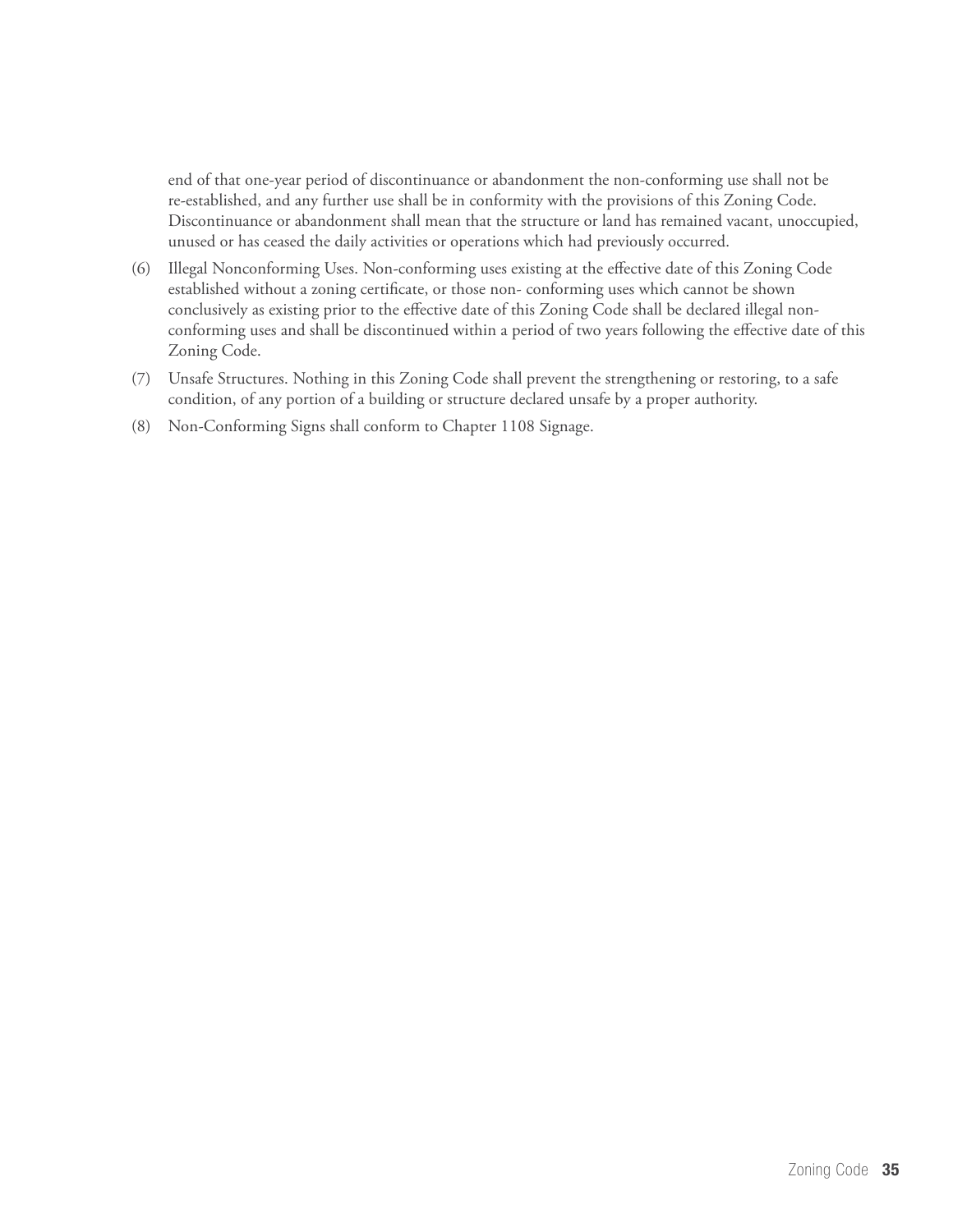end of that one-year period of discontinuance or abandonment the non-conforming use shall not be re-established, and any further use shall be in conformity with the provisions of this Zoning Code. Discontinuance or abandonment shall mean that the structure or land has remained vacant, unoccupied, unused or has ceased the daily activities or operations which had previously occurred.

(6) Illegal Nonconforming Uses. Non-conforming uses existing at the effective date of this Zoning Code established without a zoning certificate, or those non- conforming uses which cannot be shown conclusively as existing prior to the effective date of this Zoning Code shall be declared illegal non-conforming uses and shall be discontinued within a period of two years following the effective date of this Zoning Code.

(7) Unsafe Structures. Nothing in this Zoning Code shall prevent the strengthening or restoring, to a safe condition, of any portion of a building or structure declared unsafe by a proper authority.

(8) Non-Conforming Signs shall conform to Chapter 1108 Signage.